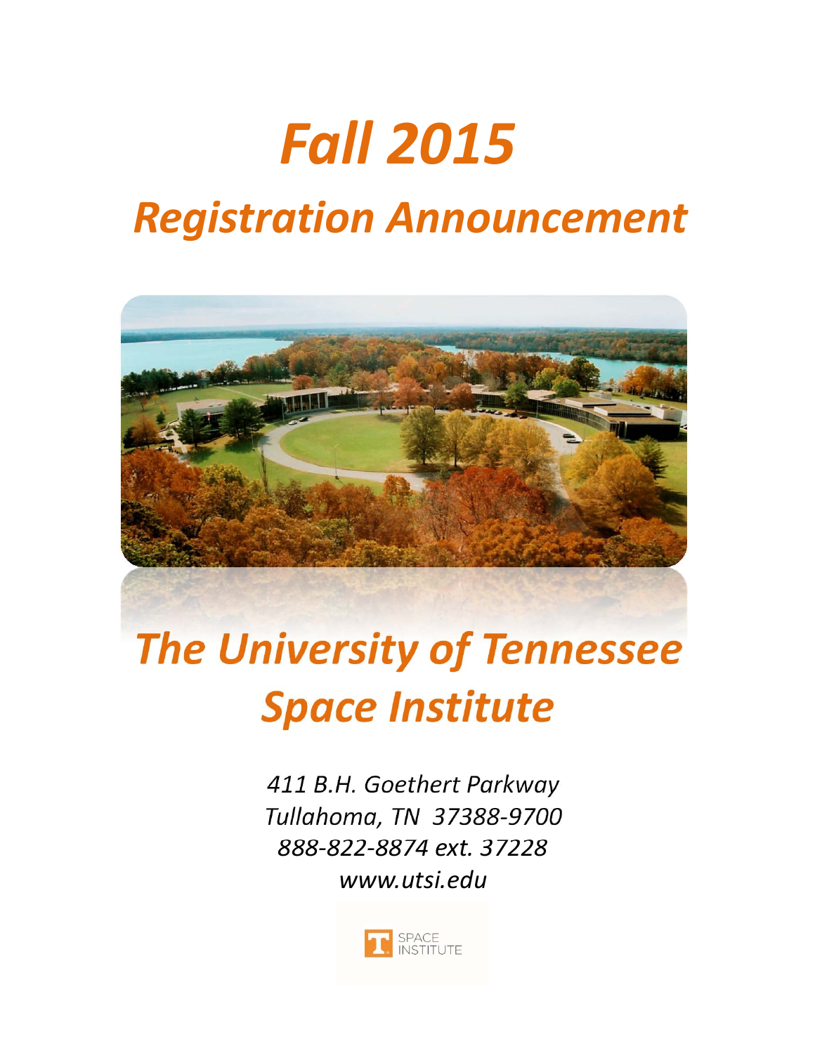# Fall 2015

## Registration Announcement

# The University of Tennessee Space Institute

*411 B.H. Goethert Parkway*
*Tullahoma, TN 37388-9700*
*888-822-8874 ext. 37228*
*www.utsi.edu*

SPACE INSTITUTE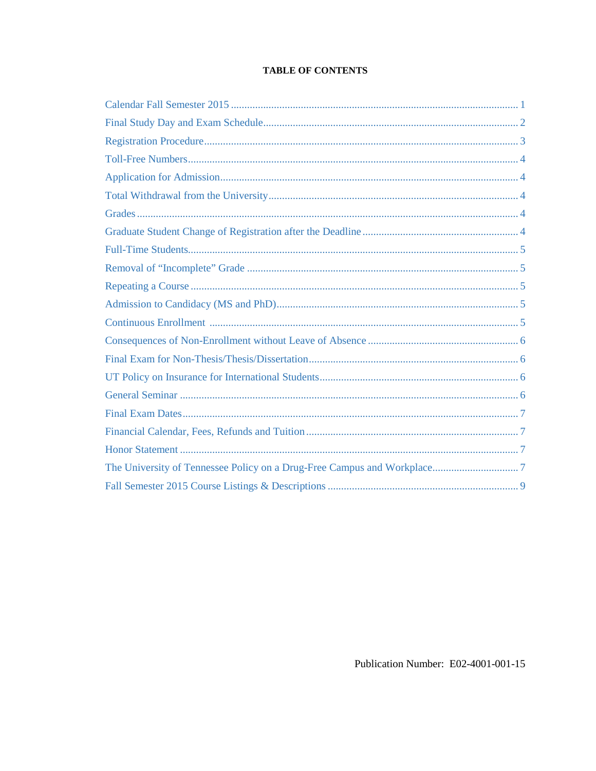# TABLE OF CONTENTS

| Section | Page |
|---|---|
| Calendar Fall Semester 2015 | 1 |
| Final Study Day and Exam Schedule | 2 |
| Registration Procedure | 3 |
| Toll-Free Numbers | 4 |
| Application for Admission | 4 |
| Total Withdrawal from the University | 4 |
| Grades | 4 |
| Graduate Student Change of Registration after the Deadline | 4 |
| Full-Time Students | 5 |
| Removal of "Incomplete" Grade | 5 |
| Repeating a Course | 5 |
| Admission to Candidacy (MS and PhD) | 5 |
| Continuous Enrollment | 5 |
| Consequences of Non-Enrollment without Leave of Absence | 6 |
| Final Exam for Non-Thesis/Thesis/Dissertation | 6 |
| UT Policy on Insurance for International Students | 6 |
| General Seminar | 6 |
| Final Exam Dates | 7 |
| Financial Calendar, Fees, Refunds and Tuition | 7 |
| Honor Statement | 7 |
| The University of Tennessee Policy on a Drug-Free Campus and Workplace | 7 |
| Fall Semester 2015 Course Listings & Descriptions | 9 |

Publication Number: E02-4001-001-15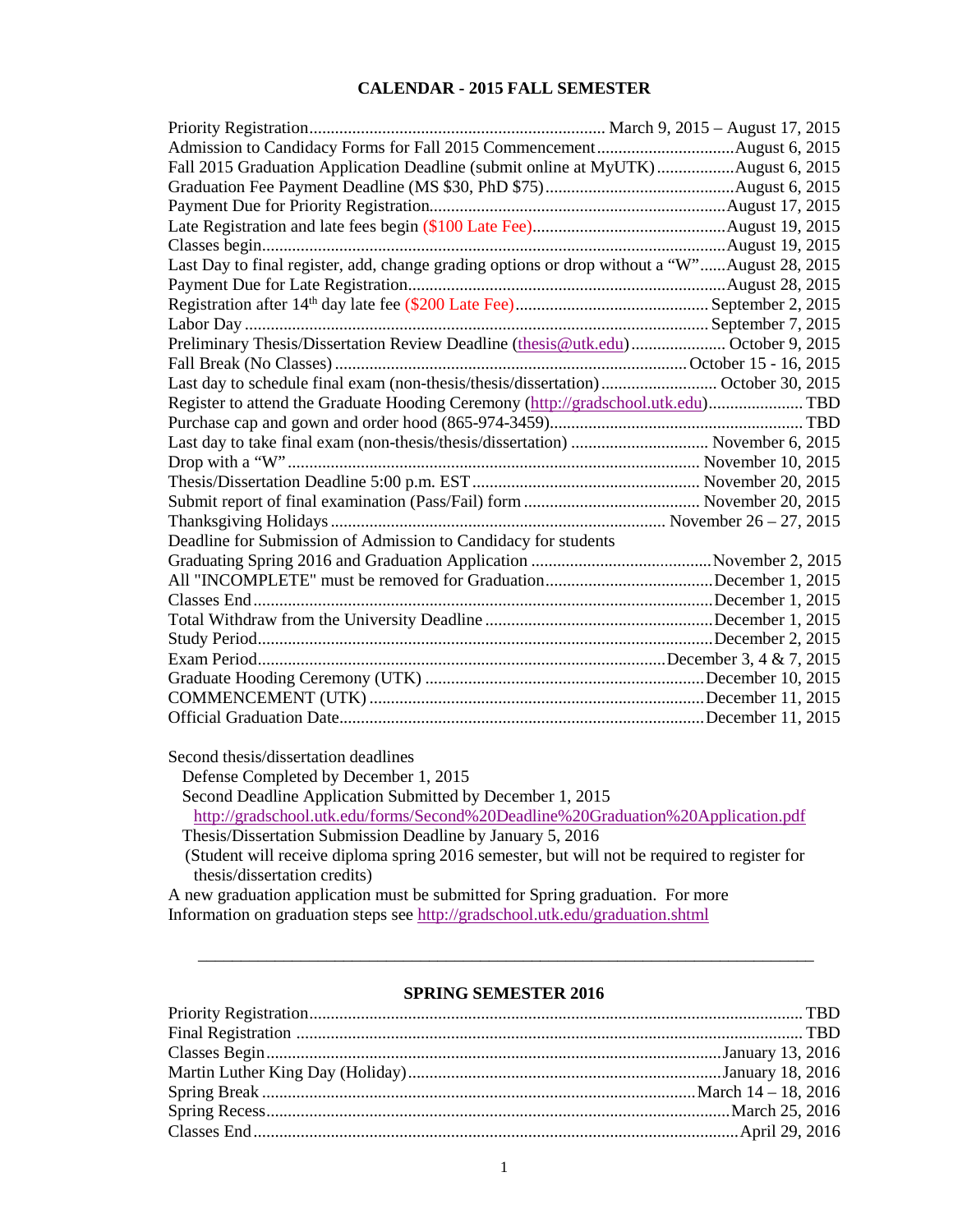## CALENDAR - 2015 FALL SEMESTER

| Event | Date |
|---|---|
| Priority Registration | March 9, 2015 – August 17, 2015 |
| Admission to Candidacy Forms for Fall 2015 Commencement | August 6, 2015 |
| Fall 2015 Graduation Application Deadline (submit online at MyUTK) | August 6, 2015 |
| Graduation Fee Payment Deadline (MS $30, PhD $75) | August 6, 2015 |
| Payment Due for Priority Registration | August 17, 2015 |
| Late Registration and late fees begin ($100 Late Fee) | August 19, 2015 |
| Classes begin | August 19, 2015 |
| Last Day to final register, add, change grading options or drop without a "W" | August 28, 2015 |
| Payment Due for Late Registration | August 28, 2015 |
| Registration after 14th day late fee ($200 Late Fee) | September 2, 2015 |
| Labor Day | September 7, 2015 |
| Preliminary Thesis/Dissertation Review Deadline (thesis@utk.edu) | October 9, 2015 |
| Fall Break (No Classes) | October 15 - 16, 2015 |
| Last day to schedule final exam (non-thesis/thesis/dissertation) | October 30, 2015 |
| Register to attend the Graduate Hooding Ceremony (http://gradschool.utk.edu) | TBD |
| Purchase cap and gown and order hood (865-974-3459) | TBD |
| Last day to take final exam (non-thesis/thesis/dissertation) | November 6, 2015 |
| Drop with a "W" | November 10, 2015 |
| Thesis/Dissertation Deadline 5:00 p.m. EST | November 20, 2015 |
| Submit report of final examination (Pass/Fail) form | November 20, 2015 |
| Thanksgiving Holidays | November 26 – 27, 2015 |
| Deadline for Submission of Admission to Candidacy for students Graduating Spring 2016 and Graduation Application | November 2, 2015 |
| All "INCOMPLETE" must be removed for Graduation | December 1, 2015 |
| Classes End | December 1, 2015 |
| Total Withdraw from the University Deadline | December 1, 2015 |
| Study Period | December 2, 2015 |
| Exam Period | December 3, 4 & 7, 2015 |
| Graduate Hooding Ceremony (UTK) | December 10, 2015 |
| COMMENCEMENT (UTK) | December 11, 2015 |
| Official Graduation Date | December 11, 2015 |

Second thesis/dissertation deadlines

- Defense Completed by December 1, 2015
- Second Deadline Application Submitted by December 1, 2015
  http://gradschool.utk.edu/forms/Second%20Deadline%20Graduation%20Application.pdf
- Thesis/Dissertation Submission Deadline by January 5, 2016
  (Student will receive diploma spring 2016 semester, but will not be required to register for thesis/dissertation credits)

A new graduation application must be submitted for Spring graduation. For more Information on graduation steps see http://gradschool.utk.edu/graduation.shtml

---

## SPRING SEMESTER 2016

| Event | Date |
|---|---|
| Priority Registration | TBD |
| Final Registration | TBD |
| Classes Begin | January 13, 2016 |
| Martin Luther King Day (Holiday) | January 18, 2016 |
| Spring Break | March 14 – 18, 2016 |
| Spring Recess | March 25, 2016 |
| Classes End | April 29, 2016 |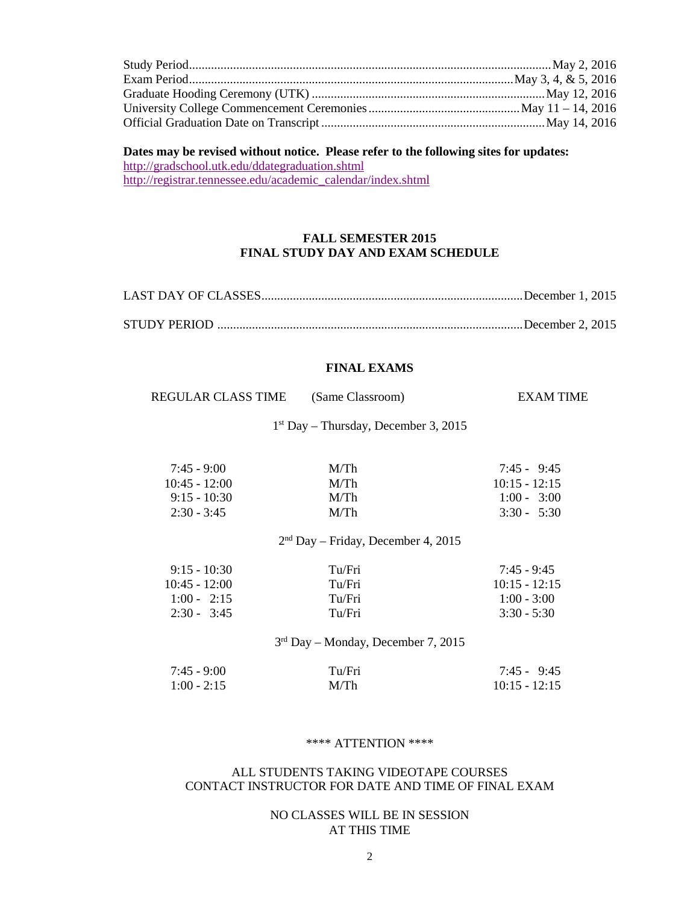| | |
|---|---|
| Study Period | May 2, 2016 |
| Exam Period | May 3, 4, & 5, 2016 |
| Graduate Hooding Ceremony (UTK) | May 12, 2016 |
| University College Commencement Ceremonies | May 11 – 14, 2016 |
| Official Graduation Date on Transcript | May 14, 2016 |

**Dates may be revised without notice. Please refer to the following sites for updates:**
http://gradschool.utk.edu/ddategraduation.shtml
http://registrar.tennessee.edu/academic_calendar/index.shtml

## FALL SEMESTER 2015
## FINAL STUDY DAY AND EXAM SCHEDULE

| | |
|---|---|
| LAST DAY OF CLASSES | December 1, 2015 |
| STUDY PERIOD | December 2, 2015 |

### FINAL EXAMS

| REGULAR CLASS TIME | (Same Classroom) | EXAM TIME |
|---|---|---|
| **1st Day – Thursday, December 3, 2015** | | |
| 7:45 - 9:00 | M/Th | 7:45 - 9:45 |
| 10:45 - 12:00 | M/Th | 10:15 - 12:15 |
| 9:15 - 10:30 | M/Th | 1:00 - 3:00 |
| 2:30 - 3:45 | M/Th | 3:30 - 5:30 |
| **2nd Day – Friday, December 4, 2015** | | |
| 9:15 - 10:30 | Tu/Fri | 7:45 - 9:45 |
| 10:45 - 12:00 | Tu/Fri | 10:15 - 12:15 |
| 1:00 - 2:15 | Tu/Fri | 1:00 - 3:00 |
| 2:30 - 3:45 | Tu/Fri | 3:30 - 5:30 |
| **3rd Day – Monday, December 7, 2015** | | |
| 7:45 - 9:00 | Tu/Fri | 7:45 - 9:45 |
| 1:00 - 2:15 | M/Th | 10:15 - 12:15 |

**** ATTENTION ****

ALL STUDENTS TAKING VIDEOTAPE COURSES
CONTACT INSTRUCTOR FOR DATE AND TIME OF FINAL EXAM

NO CLASSES WILL BE IN SESSION
AT THIS TIME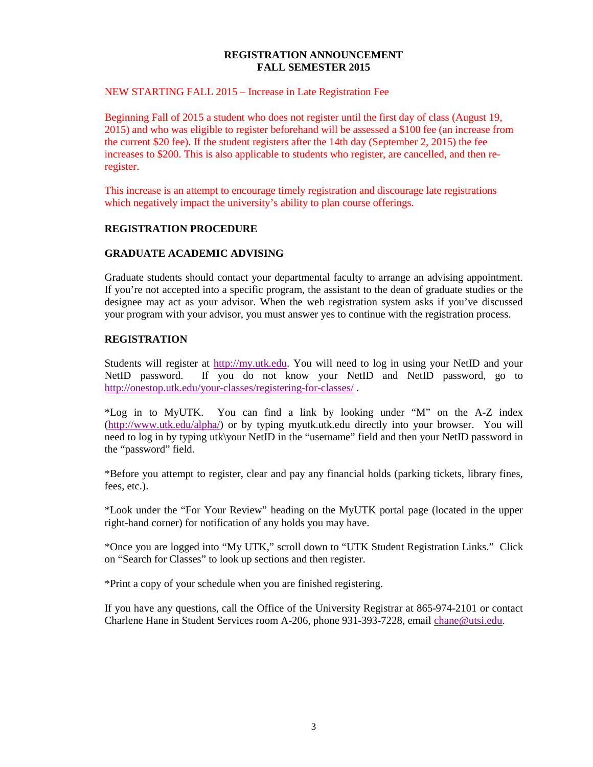**REGISTRATION ANNOUNCEMENT**
**FALL SEMESTER 2015**

NEW STARTING FALL 2015 – Increase in Late Registration Fee

Beginning Fall of 2015 a student who does not register until the first day of class (August 19, 2015) and who was eligible to register beforehand will be assessed a $100 fee (an increase from the current $20 fee). If the student registers after the 14th day (September 2, 2015) the fee increases to $200. This is also applicable to students who register, are cancelled, and then re-register.

This increase is an attempt to encourage timely registration and discourage late registrations which negatively impact the university's ability to plan course offerings.

## REGISTRATION PROCEDURE

### GRADUATE ACADEMIC ADVISING

Graduate students should contact your departmental faculty to arrange an advising appointment. If you're not accepted into a specific program, the assistant to the dean of graduate studies or the designee may act as your advisor. When the web registration system asks if you've discussed your program with your advisor, you must answer yes to continue with the registration process.

### REGISTRATION

Students will register at http://my.utk.edu. You will need to log in using your NetID and your NetID password. If you do not know your NetID and NetID password, go to http://onestop.utk.edu/your-classes/registering-for-classes/ .

*Log in to MyUTK. You can find a link by looking under "M" on the A-Z index (http://www.utk.edu/alpha/) or by typing myutk.utk.edu directly into your browser. You will need to log in by typing utk\your NetID in the "username" field and then your NetID password in the "password" field.

*Before you attempt to register, clear and pay any financial holds (parking tickets, library fines, fees, etc.).

*Look under the "For Your Review" heading on the MyUTK portal page (located in the upper right-hand corner) for notification of any holds you may have.

*Once you are logged into "My UTK," scroll down to "UTK Student Registration Links." Click on "Search for Classes" to look up sections and then register.

*Print a copy of your schedule when you are finished registering.

If you have any questions, call the Office of the University Registrar at 865-974-2101 or contact Charlene Hane in Student Services room A-206, phone 931-393-7228, email chane@utsi.edu.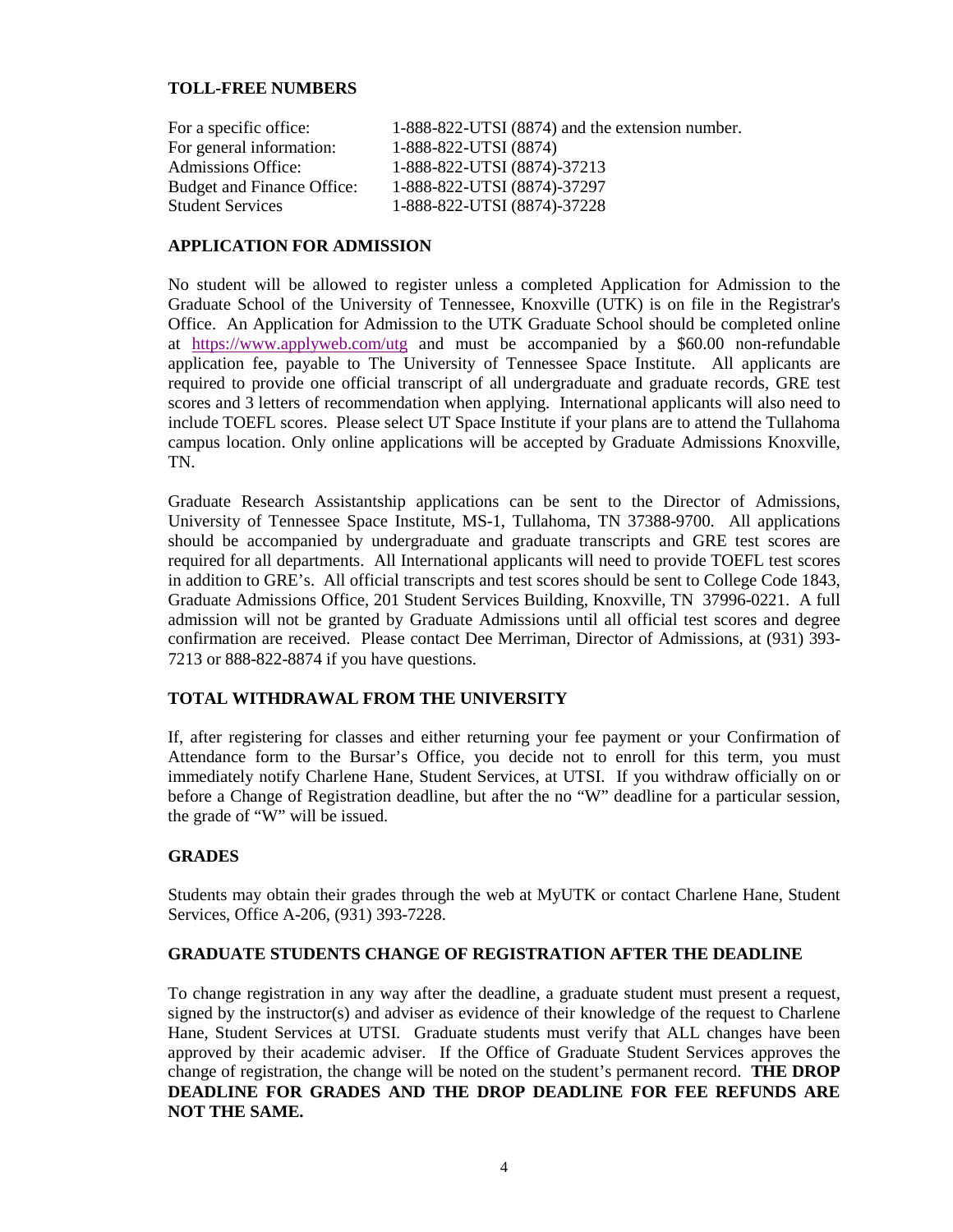## TOLL-FREE NUMBERS

| | |
|---|---|
| For a specific office: | 1-888-822-UTSI (8874) and the extension number. |
| For general information: | 1-888-822-UTSI (8874) |
| Admissions Office: | 1-888-822-UTSI (8874)-37213 |
| Budget and Finance Office: | 1-888-822-UTSI (8874)-37297 |
| Student Services | 1-888-822-UTSI (8874)-37228 |

## APPLICATION FOR ADMISSION

No student will be allowed to register unless a completed Application for Admission to the Graduate School of the University of Tennessee, Knoxville (UTK) is on file in the Registrar's Office. An Application for Admission to the UTK Graduate School should be completed online at https://www.applyweb.com/utg and must be accompanied by a $60.00 non-refundable application fee, payable to The University of Tennessee Space Institute. All applicants are required to provide one official transcript of all undergraduate and graduate records, GRE test scores and 3 letters of recommendation when applying. International applicants will also need to include TOEFL scores. Please select UT Space Institute if your plans are to attend the Tullahoma campus location. Only online applications will be accepted by Graduate Admissions Knoxville, TN.

Graduate Research Assistantship applications can be sent to the Director of Admissions, University of Tennessee Space Institute, MS-1, Tullahoma, TN 37388-9700. All applications should be accompanied by undergraduate and graduate transcripts and GRE test scores are required for all departments. All International applicants will need to provide TOEFL test scores in addition to GRE's. All official transcripts and test scores should be sent to College Code 1843, Graduate Admissions Office, 201 Student Services Building, Knoxville, TN 37996-0221. A full admission will not be granted by Graduate Admissions until all official test scores and degree confirmation are received. Please contact Dee Merriman, Director of Admissions, at (931) 393-7213 or 888-822-8874 if you have questions.

## TOTAL WITHDRAWAL FROM THE UNIVERSITY

If, after registering for classes and either returning your fee payment or your Confirmation of Attendance form to the Bursar's Office, you decide not to enroll for this term, you must immediately notify Charlene Hane, Student Services, at UTSI. If you withdraw officially on or before a Change of Registration deadline, but after the no "W" deadline for a particular session, the grade of "W" will be issued.

## GRADES

Students may obtain their grades through the web at MyUTK or contact Charlene Hane, Student Services, Office A-206, (931) 393-7228.

## GRADUATE STUDENTS CHANGE OF REGISTRATION AFTER THE DEADLINE

To change registration in any way after the deadline, a graduate student must present a request, signed by the instructor(s) and adviser as evidence of their knowledge of the request to Charlene Hane, Student Services at UTSI. Graduate students must verify that ALL changes have been approved by their academic adviser. If the Office of Graduate Student Services approves the change of registration, the change will be noted on the student's permanent record. **THE DROP DEADLINE FOR GRADES AND THE DROP DEADLINE FOR FEE REFUNDS ARE NOT THE SAME.**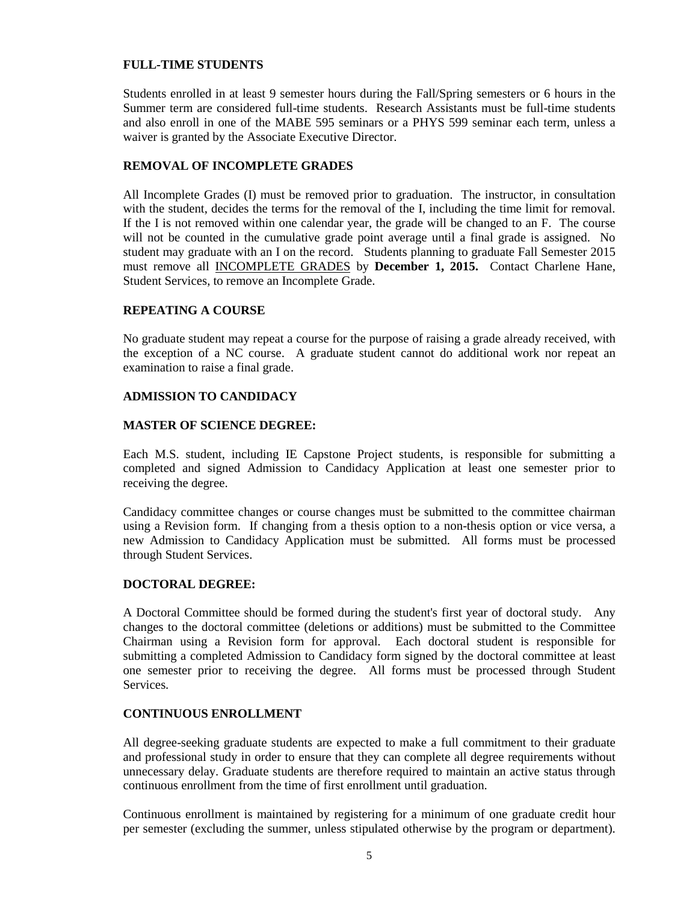**FULL-TIME STUDENTS**

Students enrolled in at least 9 semester hours during the Fall/Spring semesters or 6 hours in the Summer term are considered full-time students. Research Assistants must be full-time students and also enroll in one of the MABE 595 seminars or a PHYS 599 seminar each term, unless a waiver is granted by the Associate Executive Director.

**REMOVAL OF INCOMPLETE GRADES**

All Incomplete Grades (I) must be removed prior to graduation. The instructor, in consultation with the student, decides the terms for the removal of the I, including the time limit for removal. If the I is not removed within one calendar year, the grade will be changed to an F. The course will not be counted in the cumulative grade point average until a final grade is assigned. No student may graduate with an I on the record. Students planning to graduate Fall Semester 2015 must remove all <u>INCOMPLETE GRADES</u> by **December 1, 2015.** Contact Charlene Hane, Student Services, to remove an Incomplete Grade.

**REPEATING A COURSE**

No graduate student may repeat a course for the purpose of raising a grade already received, with the exception of a NC course. A graduate student cannot do additional work nor repeat an examination to raise a final grade.

**ADMISSION TO CANDIDACY**

**MASTER OF SCIENCE DEGREE:**

Each M.S. student, including IE Capstone Project students, is responsible for submitting a completed and signed Admission to Candidacy Application at least one semester prior to receiving the degree.

Candidacy committee changes or course changes must be submitted to the committee chairman using a Revision form. If changing from a thesis option to a non-thesis option or vice versa, a new Admission to Candidacy Application must be submitted. All forms must be processed through Student Services.

**DOCTORAL DEGREE:**

A Doctoral Committee should be formed during the student's first year of doctoral study. Any changes to the doctoral committee (deletions or additions) must be submitted to the Committee Chairman using a Revision form for approval. Each doctoral student is responsible for submitting a completed Admission to Candidacy form signed by the doctoral committee at least one semester prior to receiving the degree. All forms must be processed through Student Services.

**CONTINUOUS ENROLLMENT**

All degree-seeking graduate students are expected to make a full commitment to their graduate and professional study in order to ensure that they can complete all degree requirements without unnecessary delay. Graduate students are therefore required to maintain an active status through continuous enrollment from the time of first enrollment until graduation.

Continuous enrollment is maintained by registering for a minimum of one graduate credit hour per semester (excluding the summer, unless stipulated otherwise by the program or department).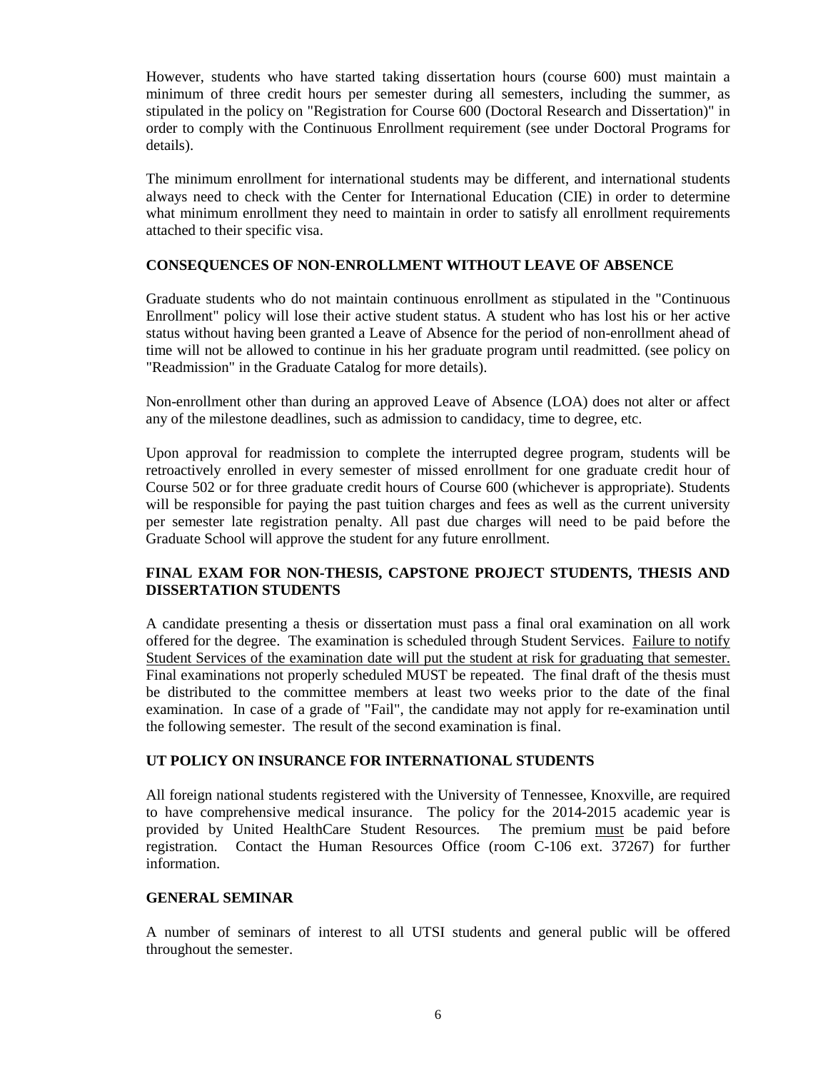However, students who have started taking dissertation hours (course 600) must maintain a minimum of three credit hours per semester during all semesters, including the summer, as stipulated in the policy on "Registration for Course 600 (Doctoral Research and Dissertation)" in order to comply with the Continuous Enrollment requirement (see under Doctoral Programs for details).

The minimum enrollment for international students may be different, and international students always need to check with the Center for International Education (CIE) in order to determine what minimum enrollment they need to maintain in order to satisfy all enrollment requirements attached to their specific visa.

**CONSEQUENCES OF NON-ENROLLMENT WITHOUT LEAVE OF ABSENCE**

Graduate students who do not maintain continuous enrollment as stipulated in the "Continuous Enrollment" policy will lose their active student status. A student who has lost his or her active status without having been granted a Leave of Absence for the period of non-enrollment ahead of time will not be allowed to continue in his her graduate program until readmitted. (see policy on "Readmission" in the Graduate Catalog for more details).

Non-enrollment other than during an approved Leave of Absence (LOA) does not alter or affect any of the milestone deadlines, such as admission to candidacy, time to degree, etc.

Upon approval for readmission to complete the interrupted degree program, students will be retroactively enrolled in every semester of missed enrollment for one graduate credit hour of Course 502 or for three graduate credit hours of Course 600 (whichever is appropriate). Students will be responsible for paying the past tuition charges and fees as well as the current university per semester late registration penalty. All past due charges will need to be paid before the Graduate School will approve the student for any future enrollment.

**FINAL EXAM FOR NON-THESIS, CAPSTONE PROJECT STUDENTS, THESIS AND DISSERTATION STUDENTS**

A candidate presenting a thesis or dissertation must pass a final oral examination on all work offered for the degree. The examination is scheduled through Student Services. Failure to notify Student Services of the examination date will put the student at risk for graduating that semester. Final examinations not properly scheduled MUST be repeated. The final draft of the thesis must be distributed to the committee members at least two weeks prior to the date of the final examination. In case of a grade of "Fail", the candidate may not apply for re-examination until the following semester. The result of the second examination is final.

**UT POLICY ON INSURANCE FOR INTERNATIONAL STUDENTS**

All foreign national students registered with the University of Tennessee, Knoxville, are required to have comprehensive medical insurance. The policy for the 2014-2015 academic year is provided by United HealthCare Student Resources. The premium must be paid before registration. Contact the Human Resources Office (room C-106 ext. 37267) for further information.

**GENERAL SEMINAR**

A number of seminars of interest to all UTSI students and general public will be offered throughout the semester.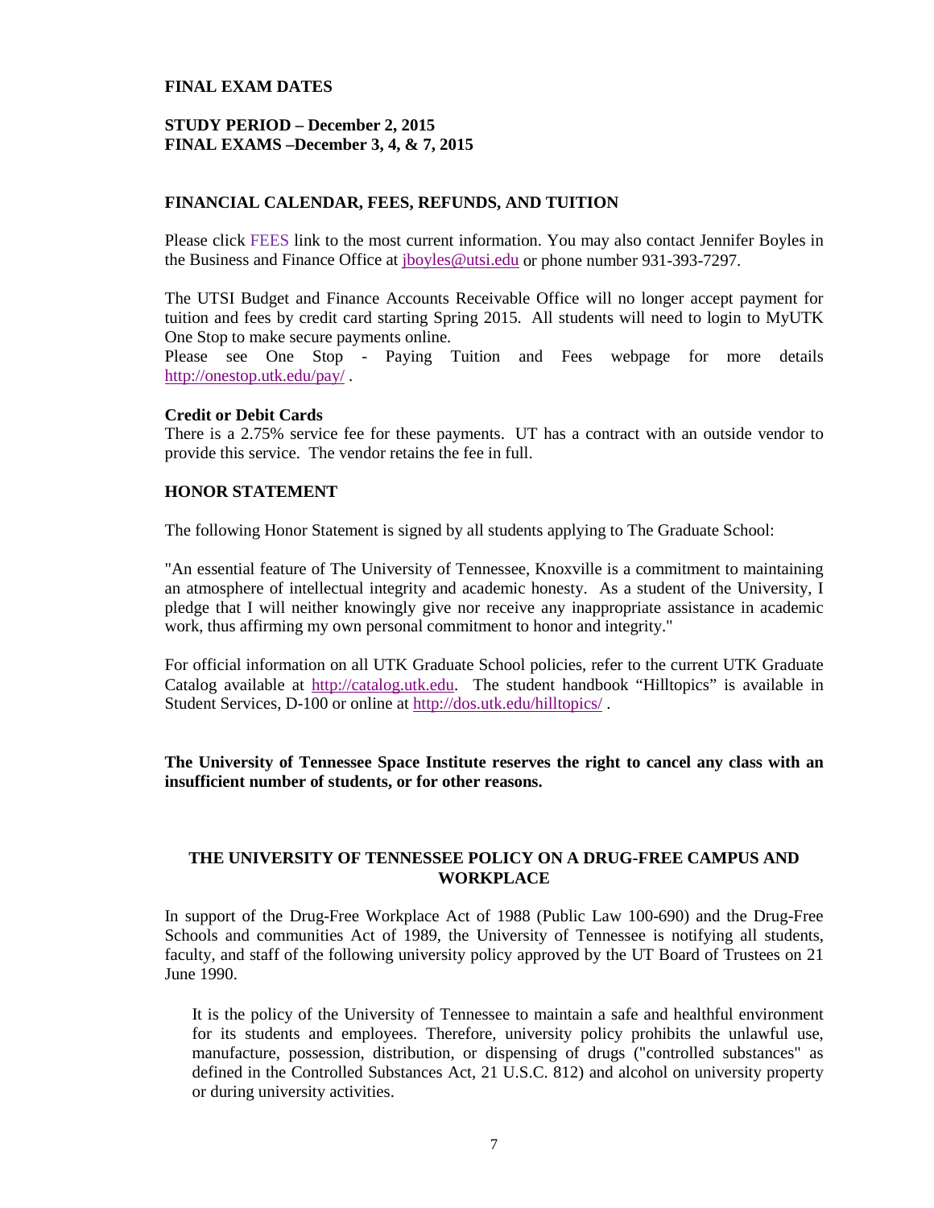## FINAL EXAM DATES

**STUDY PERIOD – December 2, 2015**
**FINAL EXAMS –December 3, 4, & 7, 2015**

## FINANCIAL CALENDAR, FEES, REFUNDS, AND TUITION

Please click FEES link to the most current information. You may also contact Jennifer Boyles in the Business and Finance Office at jboyles@utsi.edu or phone number 931-393-7297.

The UTSI Budget and Finance Accounts Receivable Office will no longer accept payment for tuition and fees by credit card starting Spring 2015. All students will need to login to MyUTK One Stop to make secure payments online.
Please see One Stop - Paying Tuition and Fees webpage for more details http://onestop.utk.edu/pay/ .

**Credit or Debit Cards**
There is a 2.75% service fee for these payments. UT has a contract with an outside vendor to provide this service. The vendor retains the fee in full.

## HONOR STATEMENT

The following Honor Statement is signed by all students applying to The Graduate School:

"An essential feature of The University of Tennessee, Knoxville is a commitment to maintaining an atmosphere of intellectual integrity and academic honesty. As a student of the University, I pledge that I will neither knowingly give nor receive any inappropriate assistance in academic work, thus affirming my own personal commitment to honor and integrity."

For official information on all UTK Graduate School policies, refer to the current UTK Graduate Catalog available at http://catalog.utk.edu. The student handbook "Hilltopics" is available in Student Services, D-100 or online at http://dos.utk.edu/hilltopics/ .

**The University of Tennessee Space Institute reserves the right to cancel any class with an insufficient number of students, or for other reasons.**

## THE UNIVERSITY OF TENNESSEE POLICY ON A DRUG-FREE CAMPUS AND WORKPLACE

In support of the Drug-Free Workplace Act of 1988 (Public Law 100-690) and the Drug-Free Schools and communities Act of 1989, the University of Tennessee is notifying all students, faculty, and staff of the following university policy approved by the UT Board of Trustees on 21 June 1990.

> It is the policy of the University of Tennessee to maintain a safe and healthful environment for its students and employees. Therefore, university policy prohibits the unlawful use, manufacture, possession, distribution, or dispensing of drugs ("controlled substances" as defined in the Controlled Substances Act, 21 U.S.C. 812) and alcohol on university property or during university activities.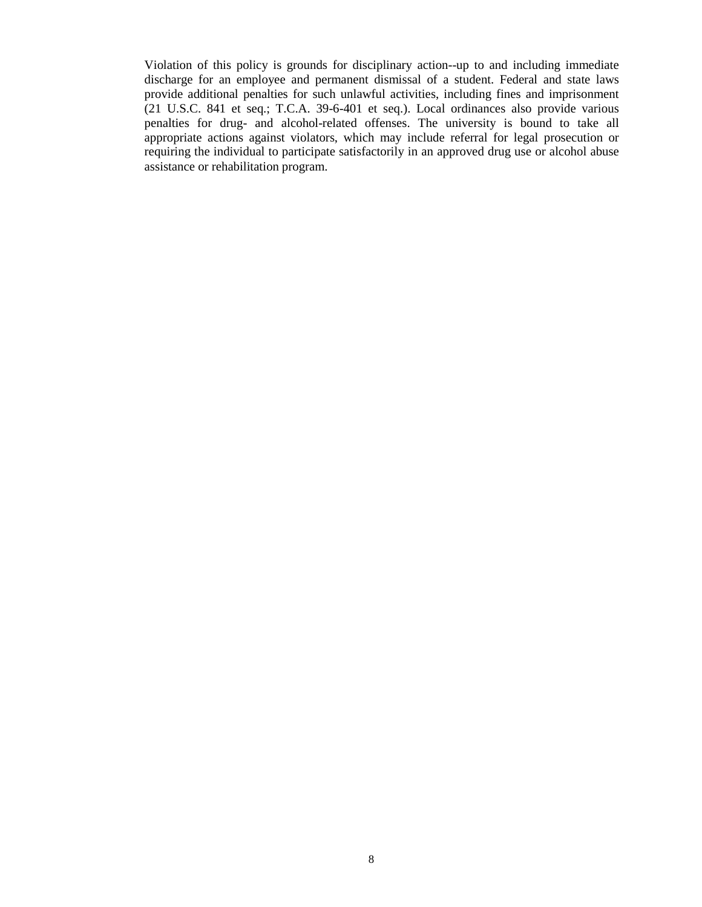Violation of this policy is grounds for disciplinary action--up to and including immediate discharge for an employee and permanent dismissal of a student. Federal and state laws provide additional penalties for such unlawful activities, including fines and imprisonment (21 U.S.C. 841 et seq.; T.C.A. 39-6-401 et seq.). Local ordinances also provide various penalties for drug- and alcohol-related offenses. The university is bound to take all appropriate actions against violators, which may include referral for legal prosecution or requiring the individual to participate satisfactorily in an approved drug use or alcohol abuse assistance or rehabilitation program.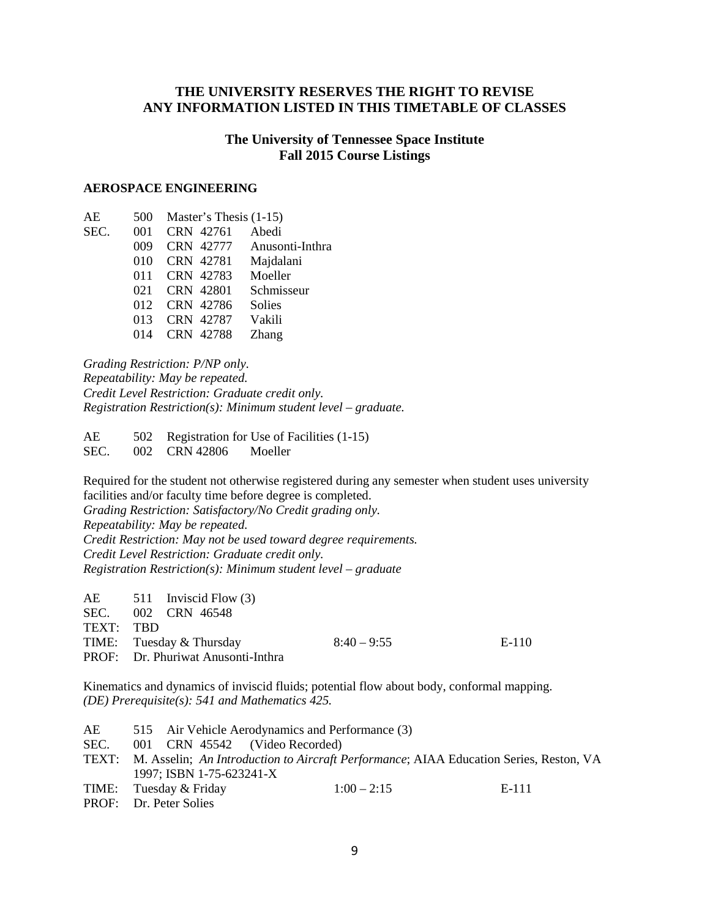**THE UNIVERSITY RESERVES THE RIGHT TO REVISE ANY INFORMATION LISTED IN THIS TIMETABLE OF CLASSES**

## The University of Tennessee Space Institute
## Fall 2015 Course Listings

### AEROSPACE ENGINEERING

| | | | |
|---|---|---|---|
| AE | 500 | Master's Thesis (1-15) | |
| SEC. | 001 | CRN 42761 | Abedi |
| | 009 | CRN 42777 | Anusonti-Inthra |
| | 010 | CRN 42781 | Majdalani |
| | 011 | CRN 42783 | Moeller |
| | 021 | CRN 42801 | Schmisseur |
| | 012 | CRN 42786 | Solies |
| | 013 | CRN 42787 | Vakili |
| | 014 | CRN 42788 | Zhang |

*Grading Restriction: P/NP only.*
*Repeatability: May be repeated.*
*Credit Level Restriction: Graduate credit only.*
*Registration Restriction(s): Minimum student level – graduate.*

AE 502 Registration for Use of Facilities (1-15)
SEC. 002 CRN 42806 Moeller

Required for the student not otherwise registered during any semester when student uses university facilities and/or faculty time before degree is completed.
*Grading Restriction: Satisfactory/No Credit grading only.*
*Repeatability: May be repeated.*
*Credit Restriction: May not be used toward degree requirements.*
*Credit Level Restriction: Graduate credit only.*
*Registration Restriction(s): Minimum student level – graduate*

AE 511 Inviscid Flow (3)
SEC. 002 CRN 46548
TEXT: TBD
TIME: Tuesday & Thursday 8:40 – 9:55 E-110
PROF: Dr. Phuriwat Anusonti-Inthra

Kinematics and dynamics of inviscid fluids; potential flow about body, conformal mapping.
*(DE) Prerequisite(s): 541 and Mathematics 425.*

AE 515 Air Vehicle Aerodynamics and Performance (3)
SEC. 001 CRN 45542 (Video Recorded)
TEXT: M. Asselin; *An Introduction to Aircraft Performance*; AIAA Education Series, Reston, VA 1997; ISBN 1-75-623241-X
TIME: Tuesday & Friday 1:00 – 2:15 E-111
PROF: Dr. Peter Solies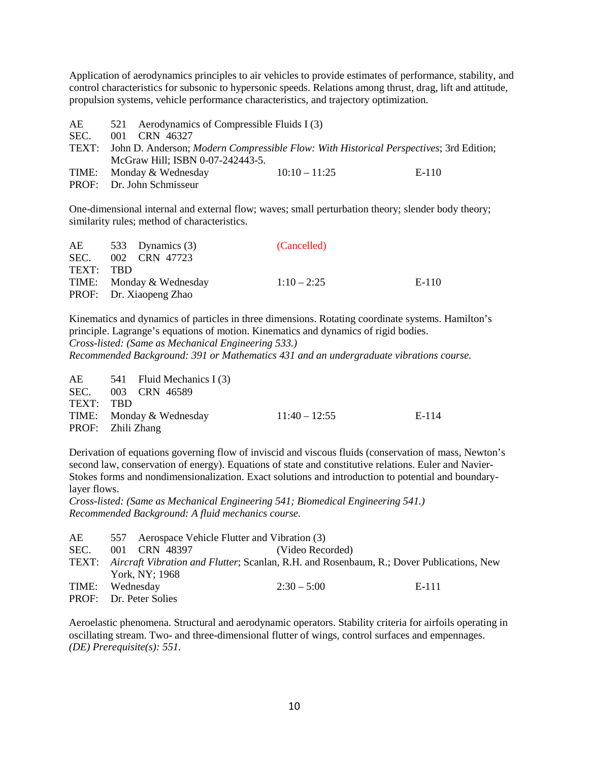Application of aerodynamics principles to air vehicles to provide estimates of performance, stability, and control characteristics for subsonic to hypersonic speeds. Relations among thrust, drag, lift and attitude, propulsion systems, vehicle performance characteristics, and trajectory optimization.

| | | | |
|---|---|---|---|
| AE | 521 Aerodynamics of Compressible Fluids I (3) | | |
| SEC. | 001 CRN 46327 | | |
| TEXT: | John D. Anderson; *Modern Compressible Flow: With Historical Perspectives*; 3rd Edition; McGraw Hill; ISBN 0-07-242443-5. | | |
| TIME: | Monday & Wednesday | 10:10 – 11:25 | E-110 |
| PROF: | Dr. John Schmisseur | | |

One-dimensional internal and external flow; waves; small perturbation theory; slender body theory; similarity rules; method of characteristics.

| | | | |
|---|---|---|---|
| AE | 533 Dynamics (3) | (Cancelled) | |
| SEC. | 002 CRN 47723 | | |
| TEXT: | TBD | | |
| TIME: | Monday & Wednesday | 1:10 – 2:25 | E-110 |
| PROF: | Dr. Xiaopeng Zhao | | |

Kinematics and dynamics of particles in three dimensions. Rotating coordinate systems. Hamilton's principle. Lagrange's equations of motion. Kinematics and dynamics of rigid bodies.
*Cross-listed: (Same as Mechanical Engineering 533.)*
*Recommended Background: 391 or Mathematics 431 and an undergraduate vibrations course.*

| | | | |
|---|---|---|---|
| AE | 541 Fluid Mechanics I (3) | | |
| SEC. | 003 CRN 46589 | | |
| TEXT: | TBD | | |
| TIME: | Monday & Wednesday | 11:40 – 12:55 | E-114 |
| PROF: | Zhili Zhang | | |

Derivation of equations governing flow of inviscid and viscous fluids (conservation of mass, Newton's second law, conservation of energy). Equations of state and constitutive relations. Euler and Navier-Stokes forms and nondimensionalization. Exact solutions and introduction to potential and boundary-layer flows.
*Cross-listed: (Same as Mechanical Engineering 541; Biomedical Engineering 541.)*
*Recommended Background: A fluid mechanics course.*

| | | | |
|---|---|---|---|
| AE | 557 Aerospace Vehicle Flutter and Vibration (3) | | |
| SEC. | 001 CRN 48397 | (Video Recorded) | |
| TEXT: | *Aircraft Vibration and Flutter*; Scanlan, R.H. and Rosenbaum, R.; Dover Publications, New York, NY; 1968 | | |
| TIME: | Wednesday | 2:30 – 5:00 | E-111 |
| PROF: | Dr. Peter Solies | | |

Aeroelastic phenomena. Structural and aerodynamic operators. Stability criteria for airfoils operating in oscillating stream. Two- and three-dimensional flutter of wings, control surfaces and empennages.
*(DE) Prerequisite(s): 551.*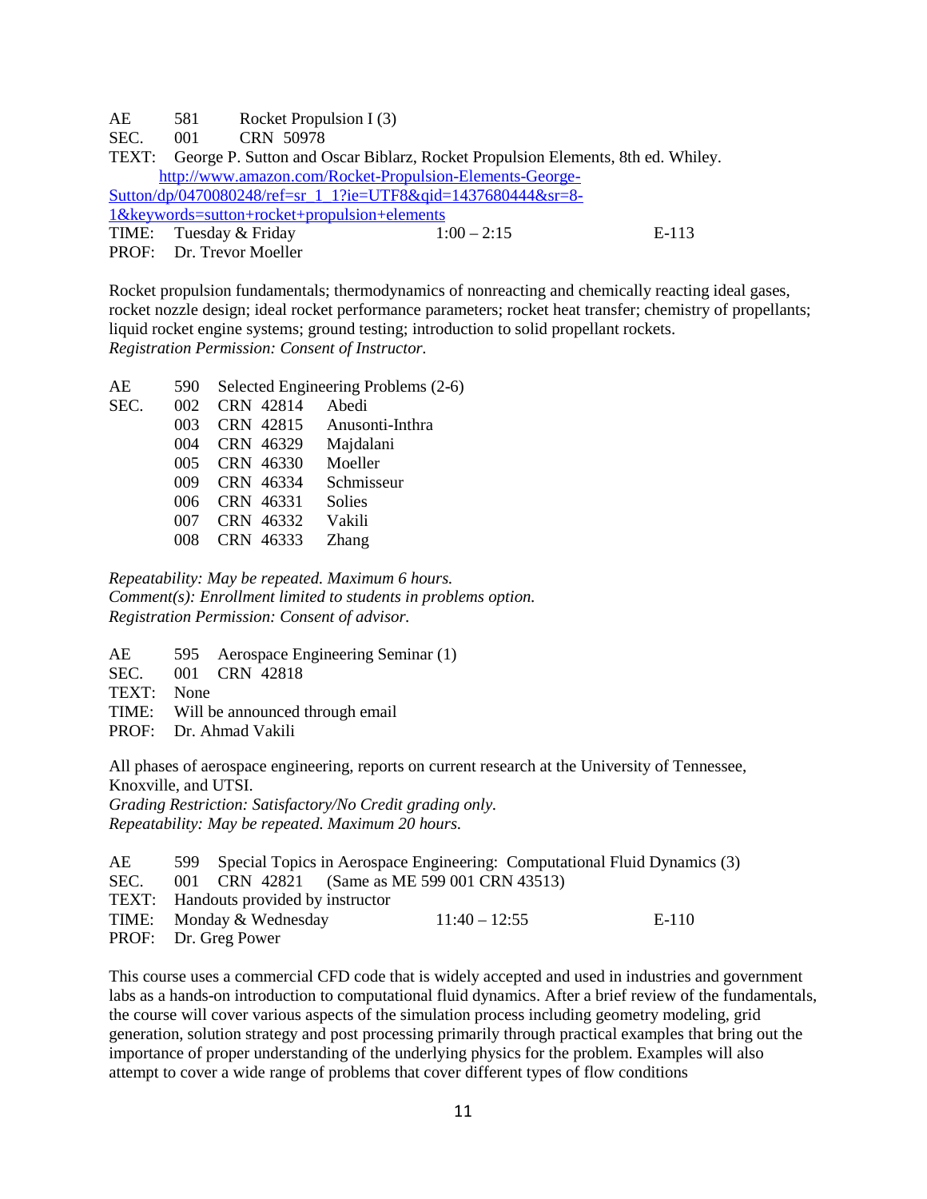AE 581 Rocket Propulsion I (3)
SEC. 001 CRN 50978
TEXT: George P. Sutton and Oscar Biblarz, Rocket Propulsion Elements, 8th ed. Whiley.
[http://www.amazon.com/Rocket-Propulsion-Elements-George-Sutton/dp/0470080248/ref=sr_1_1?ie=UTF8&qid=1437680444&sr=8-1&keywords=sutton+rocket+propulsion+elements](http://www.amazon.com/Rocket-Propulsion-Elements-George-Sutton/dp/0470080248/ref=sr_1_1?ie=UTF8&qid=1437680444&sr=8-1&keywords=sutton+rocket+propulsion+elements)
TIME: Tuesday & Friday 1:00 – 2:15 E-113
PROF: Dr. Trevor Moeller

Rocket propulsion fundamentals; thermodynamics of nonreacting and chemically reacting ideal gases, rocket nozzle design; ideal rocket performance parameters; rocket heat transfer; chemistry of propellants; liquid rocket engine systems; ground testing; introduction to solid propellant rockets.
*Registration Permission: Consent of Instructor.*

AE 590 Selected Engineering Problems (2-6)

| SEC. | CRN | Instructor |
|---|---|---|
| 002 | CRN 42814 | Abedi |
| 003 | CRN 42815 | Anusonti-Inthra |
| 004 | CRN 46329 | Majdalani |
| 005 | CRN 46330 | Moeller |
| 009 | CRN 46334 | Schmisseur |
| 006 | CRN 46331 | Solies |
| 007 | CRN 46332 | Vakili |
| 008 | CRN 46333 | Zhang |

*Repeatability: May be repeated. Maximum 6 hours.*
*Comment(s): Enrollment limited to students in problems option.*
*Registration Permission: Consent of advisor.*

AE 595 Aerospace Engineering Seminar (1)
SEC. 001 CRN 42818
TEXT: None
TIME: Will be announced through email
PROF: Dr. Ahmad Vakili

All phases of aerospace engineering, reports on current research at the University of Tennessee, Knoxville, and UTSI.
*Grading Restriction: Satisfactory/No Credit grading only.*
*Repeatability: May be repeated. Maximum 20 hours.*

AE 599 Special Topics in Aerospace Engineering: Computational Fluid Dynamics (3)
SEC. 001 CRN 42821 (Same as ME 599 001 CRN 43513)
TEXT: Handouts provided by instructor
TIME: Monday & Wednesday 11:40 – 12:55 E-110
PROF: Dr. Greg Power

This course uses a commercial CFD code that is widely accepted and used in industries and government labs as a hands-on introduction to computational fluid dynamics. After a brief review of the fundamentals, the course will cover various aspects of the simulation process including geometry modeling, grid generation, solution strategy and post processing primarily through practical examples that bring out the importance of proper understanding of the underlying physics for the problem. Examples will also attempt to cover a wide range of problems that cover different types of flow conditions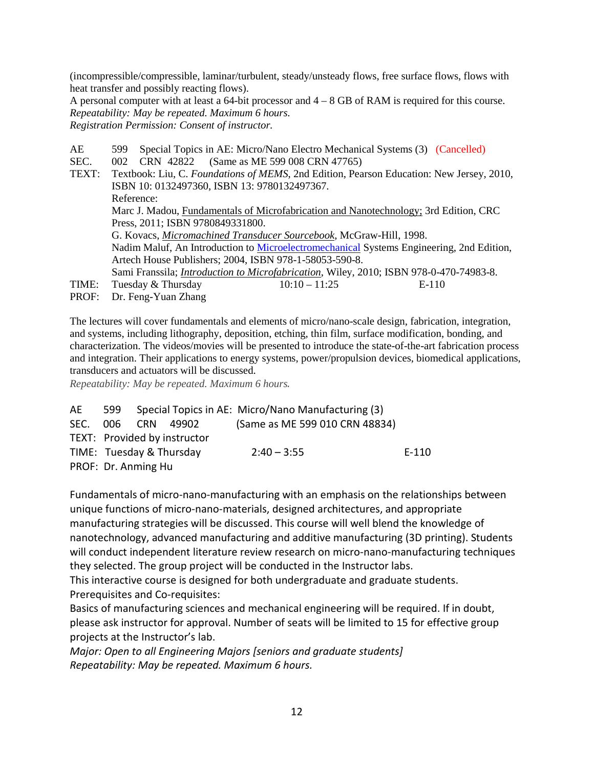(incompressible/compressible, laminar/turbulent, steady/unsteady flows, free surface flows, flows with heat transfer and possibly reacting flows).

A personal computer with at least a 64-bit processor and 4 – 8 GB of RAM is required for this course.

*Repeatability: May be repeated. Maximum 6 hours.*

*Registration Permission: Consent of instructor.*

AE 599 Special Topics in AE: Micro/Nano Electro Mechanical Systems (3) (Cancelled)

SEC. 002 CRN 42822 (Same as ME 599 008 CRN 47765)

TEXT: Textbook: Liu, C. *Foundations of MEMS*, 2nd Edition, Pearson Education: New Jersey, 2010, ISBN 10: 0132497360, ISBN 13: 9780132497367.

Reference:

Marc J. Madou, Fundamentals of Microfabrication and Nanotechnology; 3rd Edition, CRC Press, 2011; ISBN 9780849331800.

G. Kovacs, *Micromachined Transducer Sourcebook*, McGraw-Hill, 1998.

Nadim Maluf, An Introduction to Microelectromechanical Systems Engineering, 2nd Edition, Artech House Publishers; 2004, ISBN 978-1-58053-590-8.

Sami Franssila; *Introduction to Microfabrication*, Wiley, 2010; ISBN 978-0-470-74983-8.

TIME: Tuesday & Thursday 10:10 – 11:25 E-110

PROF: Dr. Feng-Yuan Zhang

The lectures will cover fundamentals and elements of micro/nano-scale design, fabrication, integration, and systems, including lithography, deposition, etching, thin film, surface modification, bonding, and characterization. The videos/movies will be presented to introduce the state-of-the-art fabrication process and integration. Their applications to energy systems, power/propulsion devices, biomedical applications, transducers and actuators will be discussed.

*Repeatability: May be repeated. Maximum 6 hours.*

AE 599 Special Topics in AE: Micro/Nano Manufacturing (3)

SEC. 006 CRN 49902 (Same as ME 599 010 CRN 48834)

TEXT: Provided by instructor

TIME: Tuesday & Thursday 2:40 – 3:55 E-110

PROF: Dr. Anming Hu

Fundamentals of micro-nano-manufacturing with an emphasis on the relationships between unique functions of micro-nano-materials, designed architectures, and appropriate manufacturing strategies will be discussed. This course will well blend the knowledge of nanotechnology, advanced manufacturing and additive manufacturing (3D printing). Students will conduct independent literature review research on micro-nano-manufacturing techniques they selected. The group project will be conducted in the Instructor labs.

This interactive course is designed for both undergraduate and graduate students.

Prerequisites and Co-requisites:

Basics of manufacturing sciences and mechanical engineering will be required. If in doubt, please ask instructor for approval. Number of seats will be limited to 15 for effective group projects at the Instructor's lab.

*Major: Open to all Engineering Majors [seniors and graduate students]*

*Repeatability: May be repeated. Maximum 6 hours.*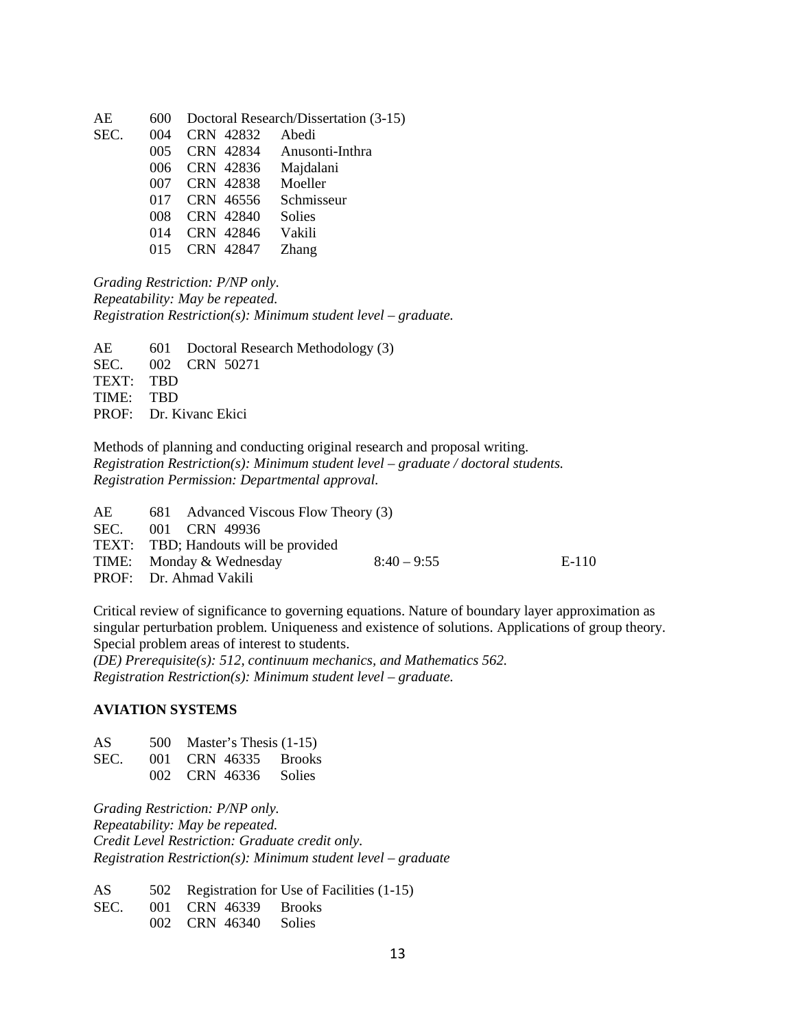AE 600 Doctoral Research/Dissertation (3-15)

| SEC. | | | |
|---|---|---|---|
| | 004 | CRN 42832 | Abedi |
| | 005 | CRN 42834 | Anusonti-Inthra |
| | 006 | CRN 42836 | Majdalani |
| | 007 | CRN 42838 | Moeller |
| | 017 | CRN 46556 | Schmisseur |
| | 008 | CRN 42840 | Solies |
| | 014 | CRN 42846 | Vakili |
| | 015 | CRN 42847 | Zhang |

*Grading Restriction: P/NP only.*
*Repeatability: May be repeated.*
*Registration Restriction(s): Minimum student level – graduate.*

AE 601 Doctoral Research Methodology (3)
SEC. 002 CRN 50271
TEXT: TBD
TIME: TBD
PROF: Dr. Kivanc Ekici

Methods of planning and conducting original research and proposal writing.
*Registration Restriction(s): Minimum student level – graduate / doctoral students.*
*Registration Permission: Departmental approval.*

AE 681 Advanced Viscous Flow Theory (3)
SEC. 001 CRN 49936
TEXT: TBD; Handouts will be provided
TIME: Monday & Wednesday 8:40 – 9:55 E-110
PROF: Dr. Ahmad Vakili

Critical review of significance to governing equations. Nature of boundary layer approximation as singular perturbation problem. Uniqueness and existence of solutions. Applications of group theory. Special problem areas of interest to students.
*(DE) Prerequisite(s): 512, continuum mechanics, and Mathematics 562.*
*Registration Restriction(s): Minimum student level – graduate.*

**AVIATION SYSTEMS**

AS 500 Master's Thesis (1-15)

| SEC. | | | |
|---|---|---|---|
| | 001 | CRN 46335 | Brooks |
| | 002 | CRN 46336 | Solies |

*Grading Restriction: P/NP only.*
*Repeatability: May be repeated.*
*Credit Level Restriction: Graduate credit only.*
*Registration Restriction(s): Minimum student level – graduate*

AS 502 Registration for Use of Facilities (1-15)

| SEC. | | | |
|---|---|---|---|
| | 001 | CRN 46339 | Brooks |
| | 002 | CRN 46340 | Solies |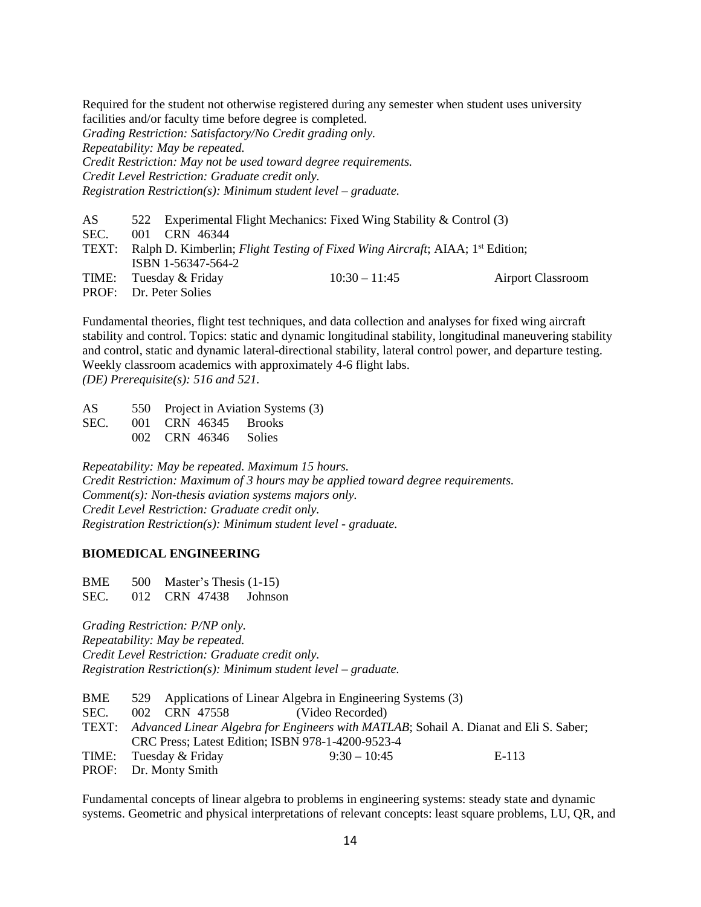Required for the student not otherwise registered during any semester when student uses university facilities and/or faculty time before degree is completed.
*Grading Restriction: Satisfactory/No Credit grading only.*
*Repeatability: May be repeated.*
*Credit Restriction: May not be used toward degree requirements.*
*Credit Level Restriction: Graduate credit only.*
*Registration Restriction(s): Minimum student level – graduate.*

AS 522 Experimental Flight Mechanics: Fixed Wing Stability & Control (3)
SEC. 001 CRN 46344
TEXT: Ralph D. Kimberlin; *Flight Testing of Fixed Wing Aircraft*; AIAA; 1st Edition; ISBN 1-56347-564-2
TIME: Tuesday & Friday 10:30 – 11:45 Airport Classroom
PROF: Dr. Peter Solies

Fundamental theories, flight test techniques, and data collection and analyses for fixed wing aircraft stability and control. Topics: static and dynamic longitudinal stability, longitudinal maneuvering stability and control, static and dynamic lateral-directional stability, lateral control power, and departure testing. Weekly classroom academics with approximately 4-6 flight labs.
*(DE) Prerequisite(s): 516 and 521.*

AS 550 Project in Aviation Systems (3)
SEC. 001 CRN 46345 Brooks
002 CRN 46346 Solies

*Repeatability: May be repeated. Maximum 15 hours.*
*Credit Restriction: Maximum of 3 hours may be applied toward degree requirements.*
*Comment(s): Non-thesis aviation systems majors only.*
*Credit Level Restriction: Graduate credit only.*
*Registration Restriction(s): Minimum student level - graduate.*

**BIOMEDICAL ENGINEERING**

BME 500 Master's Thesis (1-15)
SEC. 012 CRN 47438 Johnson

*Grading Restriction: P/NP only.*
*Repeatability: May be repeated.*
*Credit Level Restriction: Graduate credit only.*
*Registration Restriction(s): Minimum student level – graduate.*

BME 529 Applications of Linear Algebra in Engineering Systems (3)
SEC. 002 CRN 47558 (Video Recorded)
TEXT: *Advanced Linear Algebra for Engineers with MATLAB*; Sohail A. Dianat and Eli S. Saber; CRC Press; Latest Edition; ISBN 978-1-4200-9523-4
TIME: Tuesday & Friday 9:30 – 10:45 E-113
PROF: Dr. Monty Smith

Fundamental concepts of linear algebra to problems in engineering systems: steady state and dynamic systems. Geometric and physical interpretations of relevant concepts: least square problems, LU, QR, and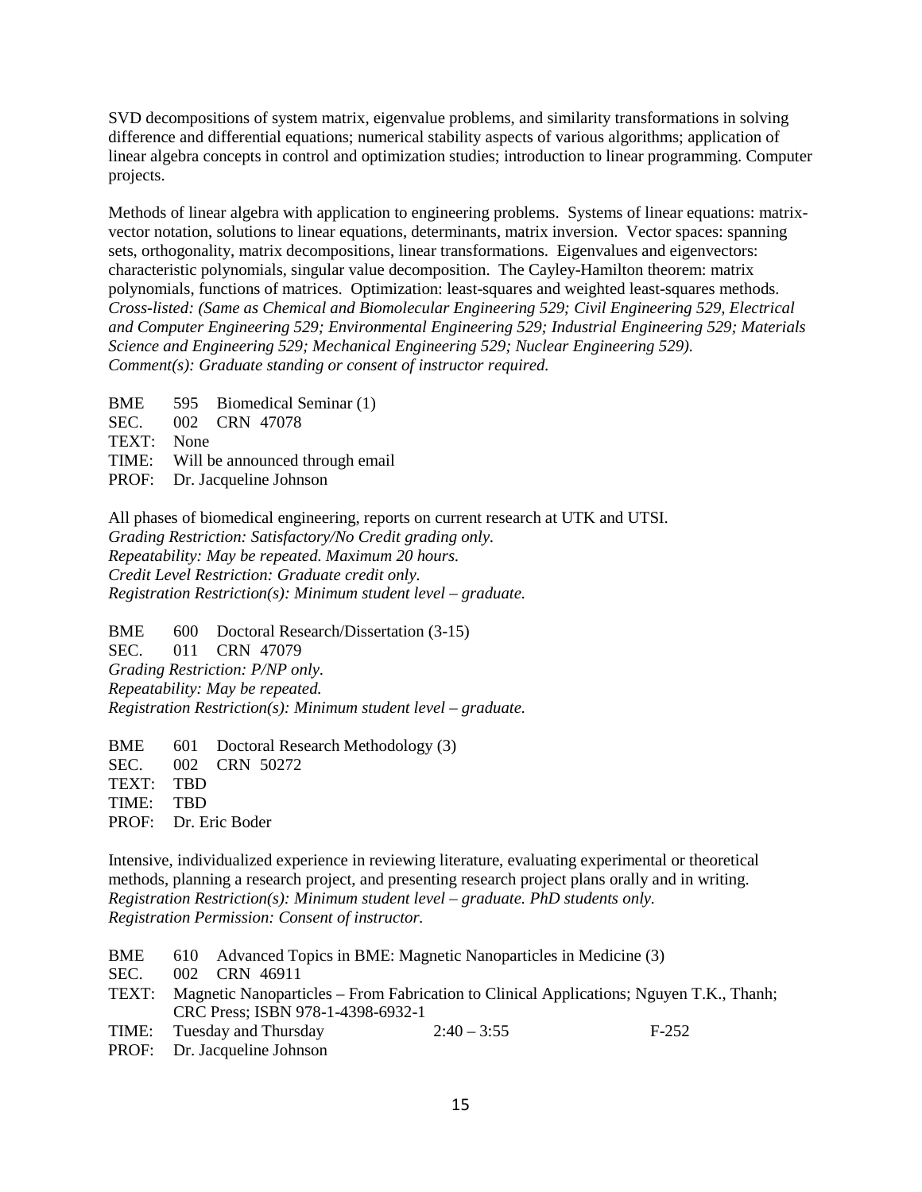SVD decompositions of system matrix, eigenvalue problems, and similarity transformations in solving difference and differential equations; numerical stability aspects of various algorithms; application of linear algebra concepts in control and optimization studies; introduction to linear programming. Computer projects.

Methods of linear algebra with application to engineering problems. Systems of linear equations: matrix-vector notation, solutions to linear equations, determinants, matrix inversion. Vector spaces: spanning sets, orthogonality, matrix decompositions, linear transformations. Eigenvalues and eigenvectors: characteristic polynomials, singular value decomposition. The Cayley-Hamilton theorem: matrix polynomials, functions of matrices. Optimization: least-squares and weighted least-squares methods.
*Cross-listed: (Same as Chemical and Biomolecular Engineering 529; Civil Engineering 529, Electrical and Computer Engineering 529; Environmental Engineering 529; Industrial Engineering 529; Materials Science and Engineering 529; Mechanical Engineering 529; Nuclear Engineering 529).*
*Comment(s): Graduate standing or consent of instructor required.*

BME 595 Biomedical Seminar (1)
SEC. 002 CRN 47078
TEXT: None
TIME: Will be announced through email
PROF: Dr. Jacqueline Johnson

All phases of biomedical engineering, reports on current research at UTK and UTSI.
*Grading Restriction: Satisfactory/No Credit grading only.*
*Repeatability: May be repeated. Maximum 20 hours.*
*Credit Level Restriction: Graduate credit only.*
*Registration Restriction(s): Minimum student level – graduate.*

BME 600 Doctoral Research/Dissertation (3-15)
SEC. 011 CRN 47079
*Grading Restriction: P/NP only.*
*Repeatability: May be repeated.*
*Registration Restriction(s): Minimum student level – graduate.*

BME 601 Doctoral Research Methodology (3)
SEC. 002 CRN 50272
TEXT: TBD
TIME: TBD
PROF: Dr. Eric Boder

Intensive, individualized experience in reviewing literature, evaluating experimental or theoretical methods, planning a research project, and presenting research project plans orally and in writing.
*Registration Restriction(s): Minimum student level – graduate. PhD students only.*
*Registration Permission: Consent of instructor.*

BME 610 Advanced Topics in BME: Magnetic Nanoparticles in Medicine (3)
SEC. 002 CRN 46911
TEXT: Magnetic Nanoparticles – From Fabrication to Clinical Applications; Nguyen T.K., Thanh; CRC Press; ISBN 978-1-4398-6932-1
TIME: Tuesday and Thursday 2:40 – 3:55 F-252
PROF: Dr. Jacqueline Johnson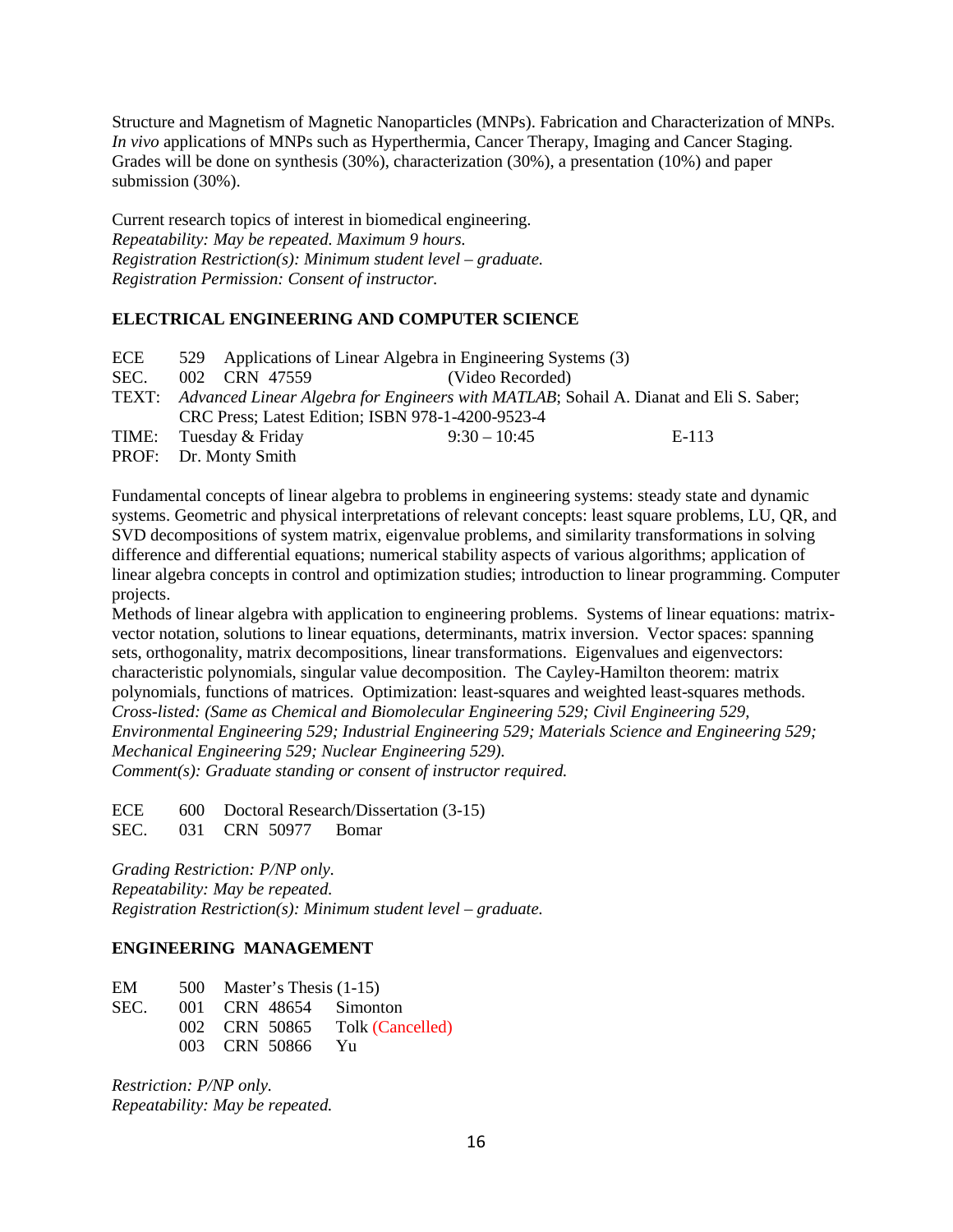Structure and Magnetism of Magnetic Nanoparticles (MNPs). Fabrication and Characterization of MNPs. *In vivo* applications of MNPs such as Hyperthermia, Cancer Therapy, Imaging and Cancer Staging. Grades will be done on synthesis (30%), characterization (30%), a presentation (10%) and paper submission (30%).

Current research topics of interest in biomedical engineering.
*Repeatability: May be repeated. Maximum 9 hours.*
*Registration Restriction(s): Minimum student level – graduate.*
*Registration Permission: Consent of instructor.*

## ELECTRICAL ENGINEERING AND COMPUTER SCIENCE

ECE 529 Applications of Linear Algebra in Engineering Systems (3)
SEC. 002 CRN 47559 (Video Recorded)
TEXT: *Advanced Linear Algebra for Engineers with MATLAB*; Sohail A. Dianat and Eli S. Saber; CRC Press; Latest Edition; ISBN 978-1-4200-9523-4
TIME: Tuesday & Friday 9:30 – 10:45 E-113
PROF: Dr. Monty Smith

Fundamental concepts of linear algebra to problems in engineering systems: steady state and dynamic systems. Geometric and physical interpretations of relevant concepts: least square problems, LU, QR, and SVD decompositions of system matrix, eigenvalue problems, and similarity transformations in solving difference and differential equations; numerical stability aspects of various algorithms; application of linear algebra concepts in control and optimization studies; introduction to linear programming. Computer projects.
Methods of linear algebra with application to engineering problems. Systems of linear equations: matrix-vector notation, solutions to linear equations, determinants, matrix inversion. Vector spaces: spanning sets, orthogonality, matrix decompositions, linear transformations. Eigenvalues and eigenvectors: characteristic polynomials, singular value decomposition. The Cayley-Hamilton theorem: matrix polynomials, functions of matrices. Optimization: least-squares and weighted least-squares methods.
*Cross-listed: (Same as Chemical and Biomolecular Engineering 529; Civil Engineering 529, Environmental Engineering 529; Industrial Engineering 529; Materials Science and Engineering 529; Mechanical Engineering 529; Nuclear Engineering 529).*
*Comment(s): Graduate standing or consent of instructor required.*

ECE 600 Doctoral Research/Dissertation (3-15)
SEC. 031 CRN 50977 Bomar

*Grading Restriction: P/NP only.*
*Repeatability: May be repeated.*
*Registration Restriction(s): Minimum student level – graduate.*

## ENGINEERING MANAGEMENT

EM 500 Master's Thesis (1-15)
SEC. 001 CRN 48654 Simonton
002 CRN 50865 Tolk (Cancelled)
003 CRN 50866 Yu

*Restriction: P/NP only.*
*Repeatability: May be repeated.*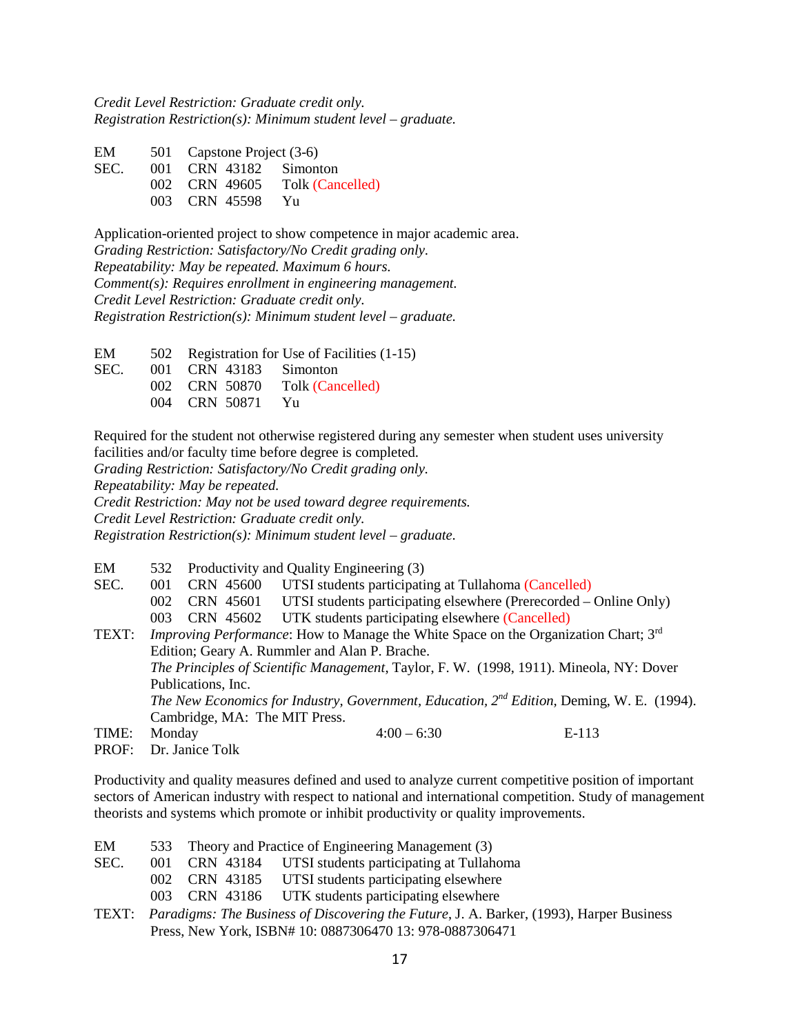*Credit Level Restriction: Graduate credit only.*
*Registration Restriction(s): Minimum student level – graduate.*

| | | | |
|---|---|---|---|
| EM | 501 | Capstone Project (3-6) | |
| SEC. | 001 | CRN 43182 | Simonton |
| | 002 | CRN 49605 | Tolk (Cancelled) |
| | 003 | CRN 45598 | Yu |

Application-oriented project to show competence in major academic area.
*Grading Restriction: Satisfactory/No Credit grading only.*
*Repeatability: May be repeated. Maximum 6 hours.*
*Comment(s): Requires enrollment in engineering management.*
*Credit Level Restriction: Graduate credit only.*
*Registration Restriction(s): Minimum student level – graduate.*

| | | | |
|---|---|---|---|
| EM | 502 | Registration for Use of Facilities (1-15) | |
| SEC. | 001 | CRN 43183 | Simonton |
| | 002 | CRN 50870 | Tolk (Cancelled) |
| | 004 | CRN 50871 | Yu |

Required for the student not otherwise registered during any semester when student uses university facilities and/or faculty time before degree is completed.
*Grading Restriction: Satisfactory/No Credit grading only.*
*Repeatability: May be repeated.*
*Credit Restriction: May not be used toward degree requirements.*
*Credit Level Restriction: Graduate credit only.*
*Registration Restriction(s): Minimum student level – graduate.*

| | | | |
|---|---|---|---|
| EM | 532 | Productivity and Quality Engineering (3) | |
| SEC. | 001 | CRN 45600 | UTSI students participating at Tullahoma (Cancelled) |
| | 002 | CRN 45601 | UTSI students participating elsewhere (Prerecorded – Online Only) |
| | 003 | CRN 45602 | UTK students participating elsewhere (Cancelled) |

TEXT: *Improving Performance*: How to Manage the White Space on the Organization Chart; 3rd Edition; Geary A. Rummler and Alan P. Brache.
*The Principles of Scientific Management*, Taylor, F. W. (1998, 1911). Mineola, NY: Dover Publications, Inc.
*The New Economics for Industry, Government, Education, 2nd Edition,* Deming, W. E. (1994). Cambridge, MA: The MIT Press.

TIME: Monday 4:00 – 6:30 E-113
PROF: Dr. Janice Tolk

Productivity and quality measures defined and used to analyze current competitive position of important sectors of American industry with respect to national and international competition. Study of management theorists and systems which promote or inhibit productivity or quality improvements.

| | | | |
|---|---|---|---|
| EM | 533 | Theory and Practice of Engineering Management (3) | |
| SEC. | 001 | CRN 43184 | UTSI students participating at Tullahoma |
| | 002 | CRN 43185 | UTSI students participating elsewhere |
| | 003 | CRN 43186 | UTK students participating elsewhere |

TEXT: *Paradigms: The Business of Discovering the Future*, J. A. Barker, (1993), Harper Business Press, New York, ISBN# 10: 0887306470 13: 978-0887306471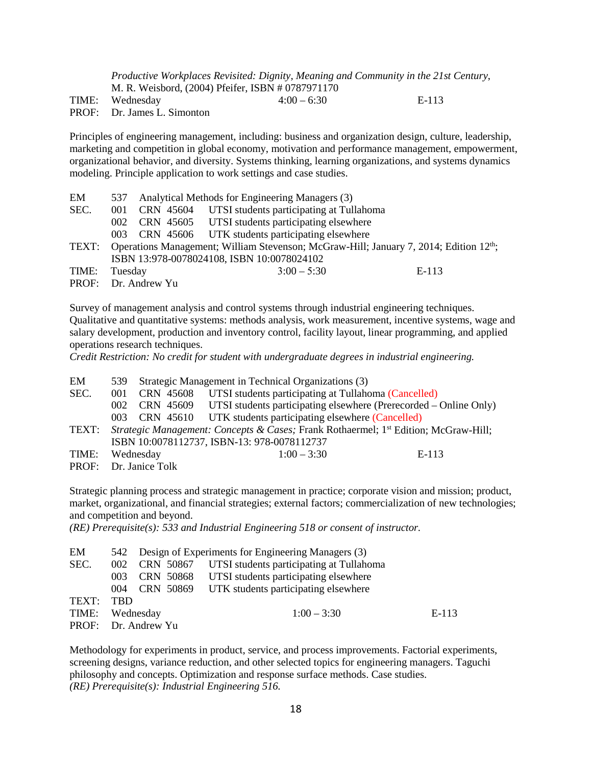*Productive Workplaces Revisited: Dignity, Meaning and Community in the 21st Century*, M. R. Weisbord, (2004) Pfeifer, ISBN # 0787971170

TIME: Wednesday 4:00 – 6:30 E-113
PROF: Dr. James L. Simonton

Principles of engineering management, including: business and organization design, culture, leadership, marketing and competition in global economy, motivation and performance management, empowerment, organizational behavior, and diversity. Systems thinking, learning organizations, and systems dynamics modeling. Principle application to work settings and case studies.

EM 537 Analytical Methods for Engineering Managers (3)
SEC. 001 CRN 45604 UTSI students participating at Tullahoma
002 CRN 45605 UTSI students participating elsewhere
003 CRN 45606 UTK students participating elsewhere
TEXT: Operations Management; William Stevenson; McGraw-Hill; January 7, 2014; Edition 12th; ISBN 13:978-0078024108, ISBN 10:0078024102
TIME: Tuesday 3:00 – 5:30 E-113
PROF: Dr. Andrew Yu

Survey of management analysis and control systems through industrial engineering techniques. Qualitative and quantitative systems: methods analysis, work measurement, incentive systems, wage and salary development, production and inventory control, facility layout, linear programming, and applied operations research techniques.
*Credit Restriction: No credit for student with undergraduate degrees in industrial engineering.*

EM 539 Strategic Management in Technical Organizations (3)
SEC. 001 CRN 45608 UTSI students participating at Tullahoma (Cancelled)
002 CRN 45609 UTSI students participating elsewhere (Prerecorded – Online Only)
003 CRN 45610 UTK students participating elsewhere (Cancelled)
TEXT: *Strategic Management: Concepts & Cases;* Frank Rothaermel; 1st Edition; McGraw-Hill; ISBN 10:0078112737, ISBN-13: 978-0078112737
TIME: Wednesday 1:00 – 3:30 E-113
PROF: Dr. Janice Tolk

Strategic planning process and strategic management in practice; corporate vision and mission; product, market, organizational, and financial strategies; external factors; commercialization of new technologies; and competition and beyond.
*(RE) Prerequisite(s): 533 and Industrial Engineering 518 or consent of instructor.*

EM 542 Design of Experiments for Engineering Managers (3)
SEC. 002 CRN 50867 UTSI students participating at Tullahoma
003 CRN 50868 UTSI students participating elsewhere
004 CRN 50869 UTK students participating elsewhere
TEXT: TBD
TIME: Wednesday 1:00 – 3:30 E-113
PROF: Dr. Andrew Yu

Methodology for experiments in product, service, and process improvements. Factorial experiments, screening designs, variance reduction, and other selected topics for engineering managers. Taguchi philosophy and concepts. Optimization and response surface methods. Case studies.
*(RE) Prerequisite(s): Industrial Engineering 516.*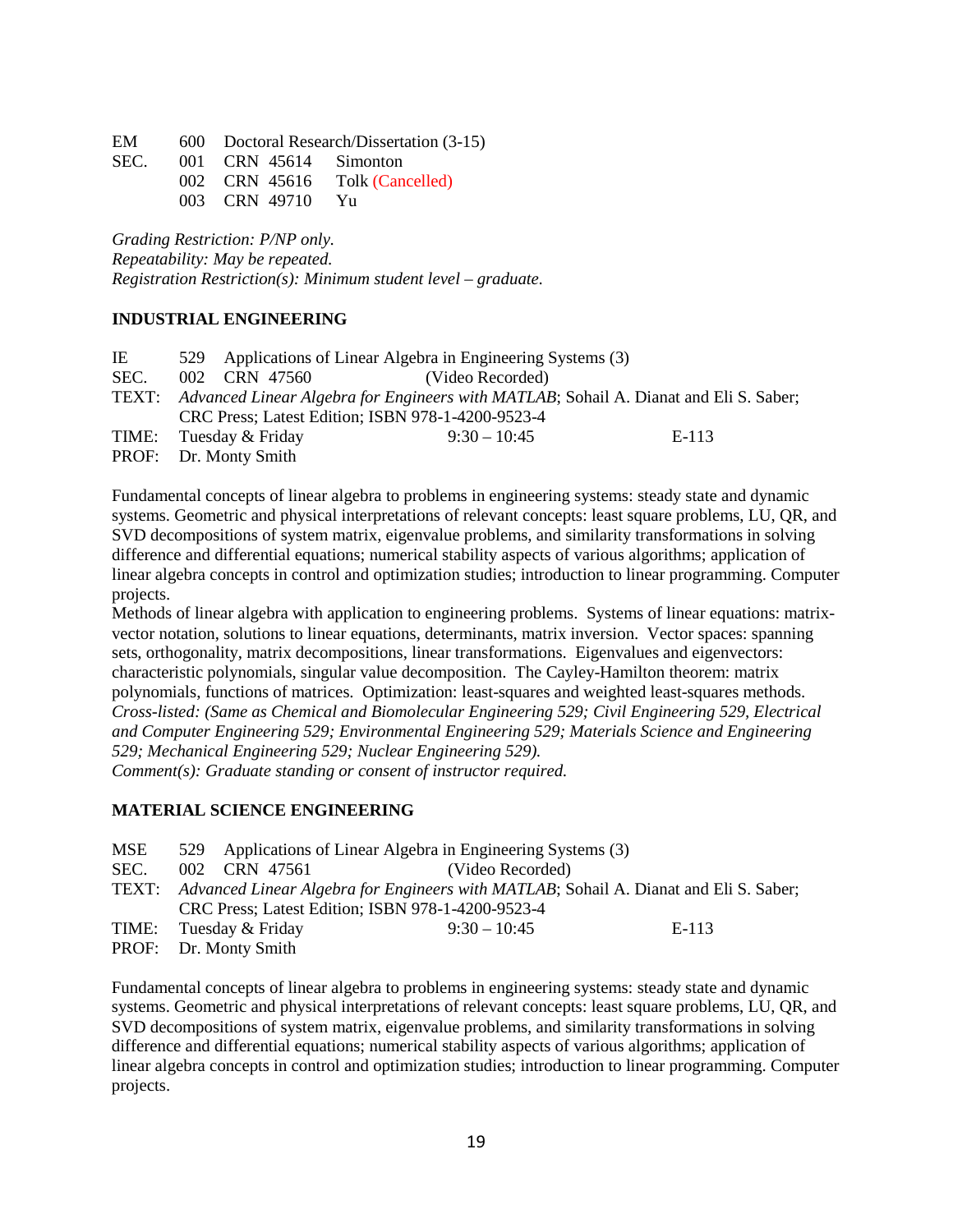EM 600 Doctoral Research/Dissertation (3-15)

SEC. 001 CRN 45614 Simonton
002 CRN 45616 Tolk (Cancelled)
003 CRN 49710 Yu

*Grading Restriction: P/NP only.*
*Repeatability: May be repeated.*
*Registration Restriction(s): Minimum student level – graduate.*

## INDUSTRIAL ENGINEERING

IE 529 Applications of Linear Algebra in Engineering Systems (3)

SEC. 002 CRN 47560 (Video Recorded)

TEXT: *Advanced Linear Algebra for Engineers with MATLAB*; Sohail A. Dianat and Eli S. Saber; CRC Press; Latest Edition; ISBN 978-1-4200-9523-4

TIME: Tuesday & Friday 9:30 – 10:45 E-113

PROF: Dr. Monty Smith

Fundamental concepts of linear algebra to problems in engineering systems: steady state and dynamic systems. Geometric and physical interpretations of relevant concepts: least square problems, LU, QR, and SVD decompositions of system matrix, eigenvalue problems, and similarity transformations in solving difference and differential equations; numerical stability aspects of various algorithms; application of linear algebra concepts in control and optimization studies; introduction to linear programming. Computer projects.

Methods of linear algebra with application to engineering problems. Systems of linear equations: matrix-vector notation, solutions to linear equations, determinants, matrix inversion. Vector spaces: spanning sets, orthogonality, matrix decompositions, linear transformations. Eigenvalues and eigenvectors: characteristic polynomials, singular value decomposition. The Cayley-Hamilton theorem: matrix polynomials, functions of matrices. Optimization: least-squares and weighted least-squares methods.

*Cross-listed: (Same as Chemical and Biomolecular Engineering 529; Civil Engineering 529, Electrical and Computer Engineering 529; Environmental Engineering 529; Materials Science and Engineering 529; Mechanical Engineering 529; Nuclear Engineering 529).*

*Comment(s): Graduate standing or consent of instructor required.*

## MATERIAL SCIENCE ENGINEERING

MSE 529 Applications of Linear Algebra in Engineering Systems (3)

SEC. 002 CRN 47561 (Video Recorded)

TEXT: *Advanced Linear Algebra for Engineers with MATLAB*; Sohail A. Dianat and Eli S. Saber; CRC Press; Latest Edition; ISBN 978-1-4200-9523-4

TIME: Tuesday & Friday 9:30 – 10:45 E-113

PROF: Dr. Monty Smith

Fundamental concepts of linear algebra to problems in engineering systems: steady state and dynamic systems. Geometric and physical interpretations of relevant concepts: least square problems, LU, QR, and SVD decompositions of system matrix, eigenvalue problems, and similarity transformations in solving difference and differential equations; numerical stability aspects of various algorithms; application of linear algebra concepts in control and optimization studies; introduction to linear programming. Computer projects.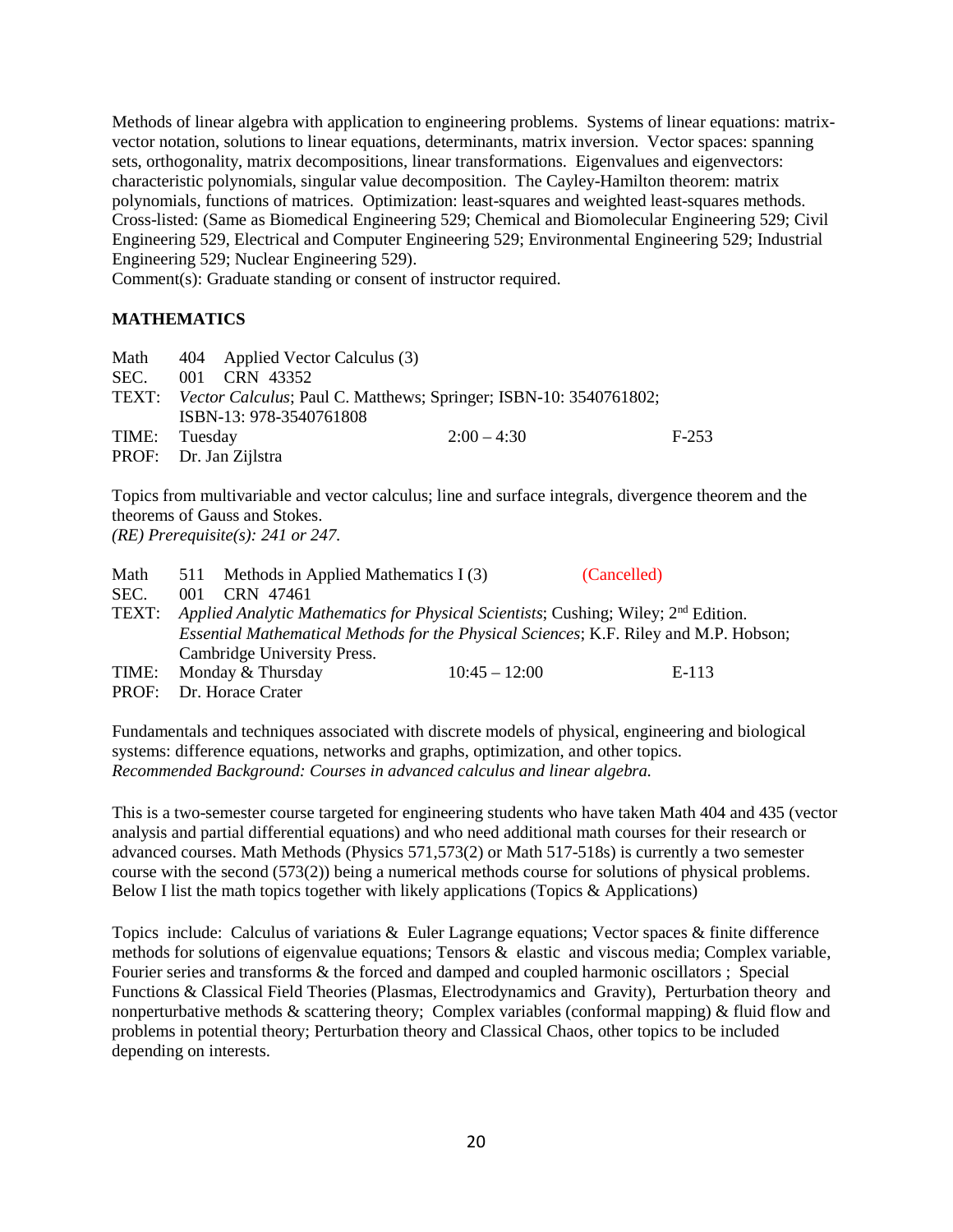Methods of linear algebra with application to engineering problems. Systems of linear equations: matrix-vector notation, solutions to linear equations, determinants, matrix inversion. Vector spaces: spanning sets, orthogonality, matrix decompositions, linear transformations. Eigenvalues and eigenvectors: characteristic polynomials, singular value decomposition. The Cayley-Hamilton theorem: matrix polynomials, functions of matrices. Optimization: least-squares and weighted least-squares methods. Cross-listed: (Same as Biomedical Engineering 529; Chemical and Biomolecular Engineering 529; Civil Engineering 529, Electrical and Computer Engineering 529; Environmental Engineering 529; Industrial Engineering 529; Nuclear Engineering 529).
Comment(s): Graduate standing or consent of instructor required.

## MATHEMATICS

Math 404 Applied Vector Calculus (3)
SEC. 001 CRN 43352
TEXT: *Vector Calculus*; Paul C. Matthews; Springer; ISBN-10: 3540761802; ISBN-13: 978-3540761808
TIME: Tuesday 2:00 – 4:30 F-253
PROF: Dr. Jan Zijlstra

Topics from multivariable and vector calculus; line and surface integrals, divergence theorem and the theorems of Gauss and Stokes.
*(RE) Prerequisite(s): 241 or 247.*

Math 511 Methods in Applied Mathematics I (3) (Cancelled)
SEC. 001 CRN 47461
TEXT: *Applied Analytic Mathematics for Physical Scientists*; Cushing; Wiley; 2nd Edition. *Essential Mathematical Methods for the Physical Sciences*; K.F. Riley and M.P. Hobson; Cambridge University Press.
TIME: Monday & Thursday 10:45 – 12:00 E-113
PROF: Dr. Horace Crater

Fundamentals and techniques associated with discrete models of physical, engineering and biological systems: difference equations, networks and graphs, optimization, and other topics.
*Recommended Background: Courses in advanced calculus and linear algebra.*

This is a two-semester course targeted for engineering students who have taken Math 404 and 435 (vector analysis and partial differential equations) and who need additional math courses for their research or advanced courses. Math Methods (Physics 571,573(2) or Math 517-518s) is currently a two semester course with the second (573(2)) being a numerical methods course for solutions of physical problems. Below I list the math topics together with likely applications (Topics & Applications)

Topics include: Calculus of variations & Euler Lagrange equations; Vector spaces & finite difference methods for solutions of eigenvalue equations; Tensors & elastic and viscous media; Complex variable, Fourier series and transforms & the forced and damped and coupled harmonic oscillators ; Special Functions & Classical Field Theories (Plasmas, Electrodynamics and Gravity), Perturbation theory and nonperturbative methods & scattering theory; Complex variables (conformal mapping) & fluid flow and problems in potential theory; Perturbation theory and Classical Chaos, other topics to be included depending on interests.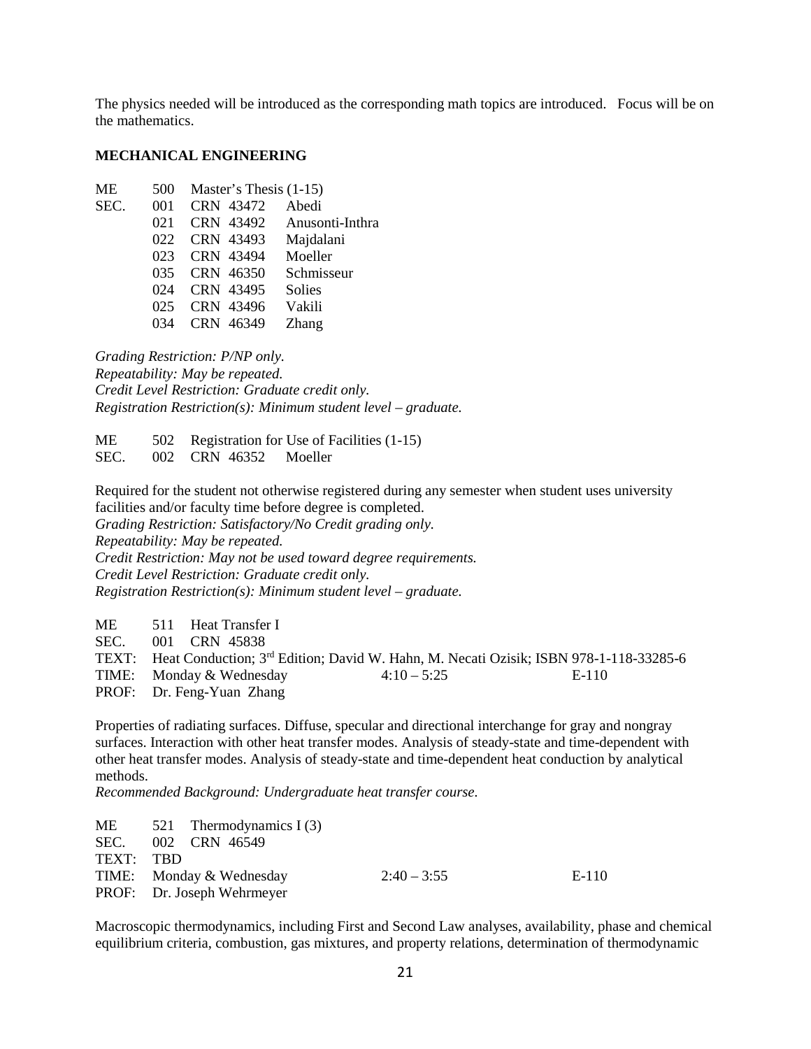The physics needed will be introduced as the corresponding math topics are introduced. Focus will be on the mathematics.

**MECHANICAL ENGINEERING**

ME 500 Master's Thesis (1-15)

| SEC. | CRN | Instructor |
|---|---|---|
| 001 | CRN 43472 | Abedi |
| 021 | CRN 43492 | Anusonti-Inthra |
| 022 | CRN 43493 | Majdalani |
| 023 | CRN 43494 | Moeller |
| 035 | CRN 46350 | Schmisseur |
| 024 | CRN 43495 | Solies |
| 025 | CRN 43496 | Vakili |
| 034 | CRN 46349 | Zhang |

*Grading Restriction: P/NP only.*
*Repeatability: May be repeated.*
*Credit Level Restriction: Graduate credit only.*
*Registration Restriction(s): Minimum student level – graduate.*

ME 502 Registration for Use of Facilities (1-15)
SEC. 002 CRN 46352 Moeller

Required for the student not otherwise registered during any semester when student uses university facilities and/or faculty time before degree is completed.
*Grading Restriction: Satisfactory/No Credit grading only.*
*Repeatability: May be repeated.*
*Credit Restriction: May not be used toward degree requirements.*
*Credit Level Restriction: Graduate credit only.*
*Registration Restriction(s): Minimum student level – graduate.*

ME 511 Heat Transfer I
SEC. 001 CRN 45838
TEXT: Heat Conduction; 3rd Edition; David W. Hahn, M. Necati Ozisik; ISBN 978-1-118-33285-6
TIME: Monday & Wednesday 4:10 – 5:25 E-110
PROF: Dr. Feng-Yuan Zhang

Properties of radiating surfaces. Diffuse, specular and directional interchange for gray and nongray surfaces. Interaction with other heat transfer modes. Analysis of steady-state and time-dependent with other heat transfer modes. Analysis of steady-state and time-dependent heat conduction by analytical methods.
*Recommended Background: Undergraduate heat transfer course.*

ME 521 Thermodynamics I (3)
SEC. 002 CRN 46549
TEXT: TBD
TIME: Monday & Wednesday 2:40 – 3:55 E-110
PROF: Dr. Joseph Wehrmeyer

Macroscopic thermodynamics, including First and Second Law analyses, availability, phase and chemical equilibrium criteria, combustion, gas mixtures, and property relations, determination of thermodynamic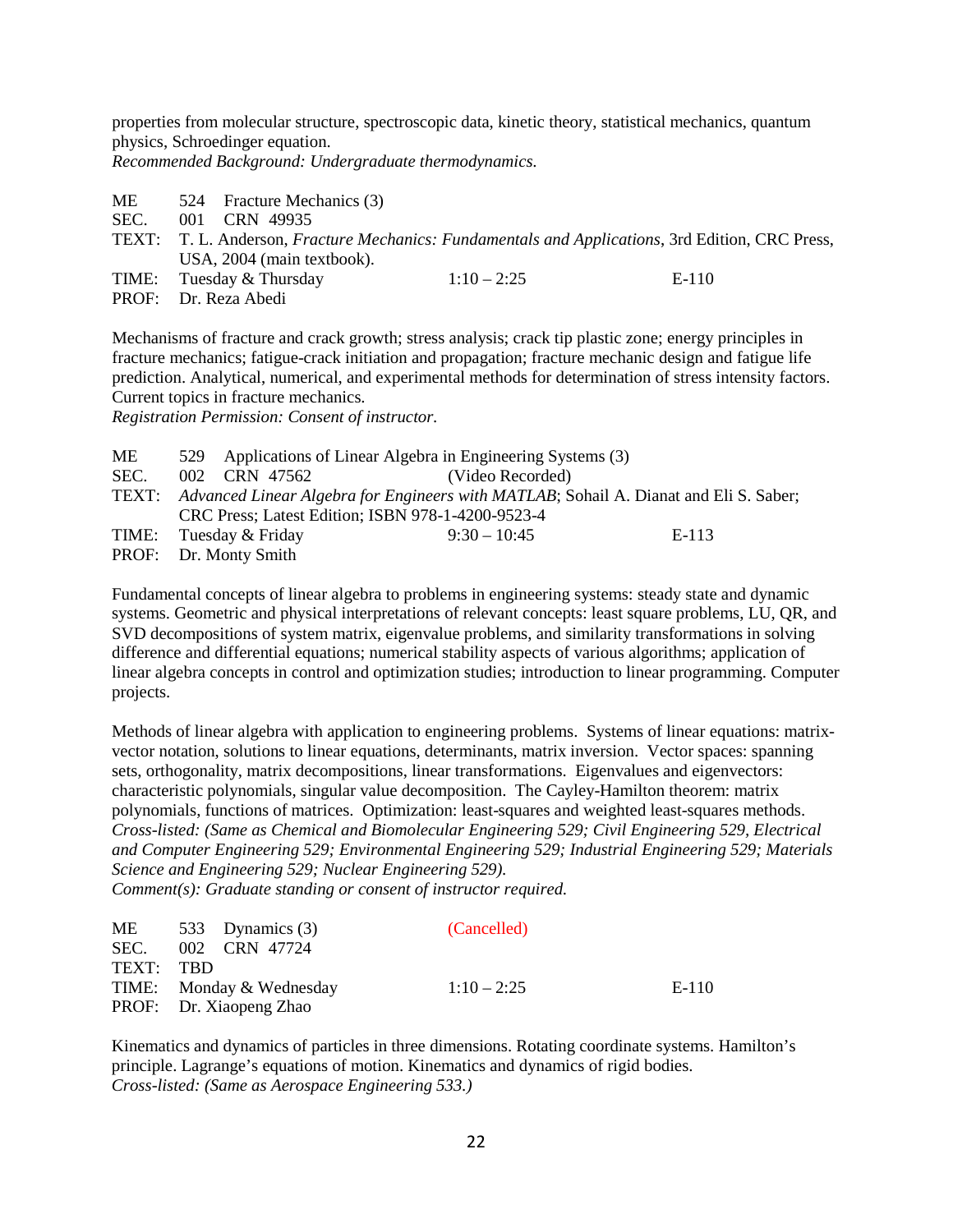properties from molecular structure, spectroscopic data, kinetic theory, statistical mechanics, quantum physics, Schroedinger equation.
*Recommended Background: Undergraduate thermodynamics.*

ME 524 Fracture Mechanics (3)
SEC. 001 CRN 49935
TEXT: T. L. Anderson, *Fracture Mechanics: Fundamentals and Applications*, 3rd Edition, CRC Press, USA, 2004 (main textbook).
TIME: Tuesday & Thursday 1:10 – 2:25 E-110
PROF: Dr. Reza Abedi

Mechanisms of fracture and crack growth; stress analysis; crack tip plastic zone; energy principles in fracture mechanics; fatigue-crack initiation and propagation; fracture mechanic design and fatigue life prediction. Analytical, numerical, and experimental methods for determination of stress intensity factors. Current topics in fracture mechanics.
*Registration Permission: Consent of instructor.*

ME 529 Applications of Linear Algebra in Engineering Systems (3)
SEC. 002 CRN 47562 (Video Recorded)
TEXT: *Advanced Linear Algebra for Engineers with MATLAB*; Sohail A. Dianat and Eli S. Saber; CRC Press; Latest Edition; ISBN 978-1-4200-9523-4
TIME: Tuesday & Friday 9:30 – 10:45 E-113
PROF: Dr. Monty Smith

Fundamental concepts of linear algebra to problems in engineering systems: steady state and dynamic systems. Geometric and physical interpretations of relevant concepts: least square problems, LU, QR, and SVD decompositions of system matrix, eigenvalue problems, and similarity transformations in solving difference and differential equations; numerical stability aspects of various algorithms; application of linear algebra concepts in control and optimization studies; introduction to linear programming. Computer projects.

Methods of linear algebra with application to engineering problems. Systems of linear equations: matrix-vector notation, solutions to linear equations, determinants, matrix inversion. Vector spaces: spanning sets, orthogonality, matrix decompositions, linear transformations. Eigenvalues and eigenvectors: characteristic polynomials, singular value decomposition. The Cayley-Hamilton theorem: matrix polynomials, functions of matrices. Optimization: least-squares and weighted least-squares methods.
*Cross-listed: (Same as Chemical and Biomolecular Engineering 529; Civil Engineering 529, Electrical and Computer Engineering 529; Environmental Engineering 529; Industrial Engineering 529; Materials Science and Engineering 529; Nuclear Engineering 529).*
*Comment(s): Graduate standing or consent of instructor required.*

ME 533 Dynamics (3) (Cancelled)
SEC. 002 CRN 47724
TEXT: TBD
TIME: Monday & Wednesday 1:10 – 2:25 E-110
PROF: Dr. Xiaopeng Zhao

Kinematics and dynamics of particles in three dimensions. Rotating coordinate systems. Hamilton's principle. Lagrange's equations of motion. Kinematics and dynamics of rigid bodies.
*Cross-listed: (Same as Aerospace Engineering 533.)*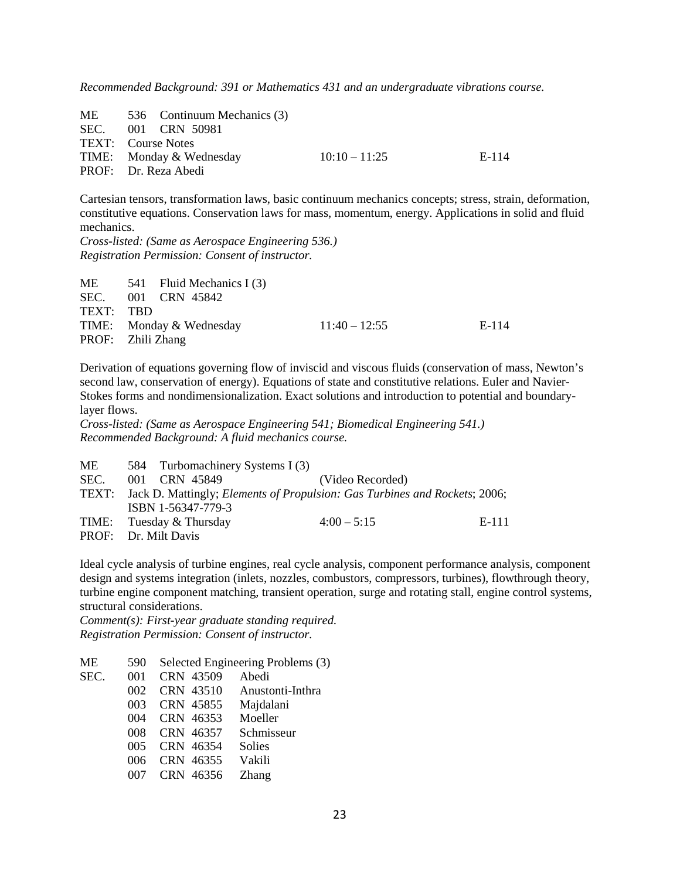*Recommended Background: 391 or Mathematics 431 and an undergraduate vibrations course.*

ME 536 Continuum Mechanics (3)
SEC. 001 CRN 50981
TEXT: Course Notes
TIME: Monday & Wednesday 10:10 – 11:25 E-114
PROF: Dr. Reza Abedi

Cartesian tensors, transformation laws, basic continuum mechanics concepts; stress, strain, deformation, constitutive equations. Conservation laws for mass, momentum, energy. Applications in solid and fluid mechanics.
*Cross-listed: (Same as Aerospace Engineering 536.)*
*Registration Permission: Consent of instructor.*

ME 541 Fluid Mechanics I (3)
SEC. 001 CRN 45842
TEXT: TBD
TIME: Monday & Wednesday 11:40 – 12:55 E-114
PROF: Zhili Zhang

Derivation of equations governing flow of inviscid and viscous fluids (conservation of mass, Newton's second law, conservation of energy). Equations of state and constitutive relations. Euler and Navier-Stokes forms and nondimensionalization. Exact solutions and introduction to potential and boundary-layer flows.
*Cross-listed: (Same as Aerospace Engineering 541; Biomedical Engineering 541.)*
*Recommended Background: A fluid mechanics course.*

ME 584 Turbomachinery Systems I (3)
SEC. 001 CRN 45849 (Video Recorded)
TEXT: Jack D. Mattingly; *Elements of Propulsion: Gas Turbines and Rockets*; 2006; ISBN 1-56347-779-3
TIME: Tuesday & Thursday 4:00 – 5:15 E-111
PROF: Dr. Milt Davis

Ideal cycle analysis of turbine engines, real cycle analysis, component performance analysis, component design and systems integration (inlets, nozzles, combustors, compressors, turbines), flowthrough theory, turbine engine component matching, transient operation, surge and rotating stall, engine control systems, structural considerations.
*Comment(s): First-year graduate standing required.*
*Registration Permission: Consent of instructor.*

ME 590 Selected Engineering Problems (3)
SEC. 001 CRN 43509 Abedi
002 CRN 43510 Anustonti-Inthra
003 CRN 45855 Majdalani
004 CRN 46353 Moeller
008 CRN 46357 Schmisseur
005 CRN 46354 Solies
006 CRN 46355 Vakili
007 CRN 46356 Zhang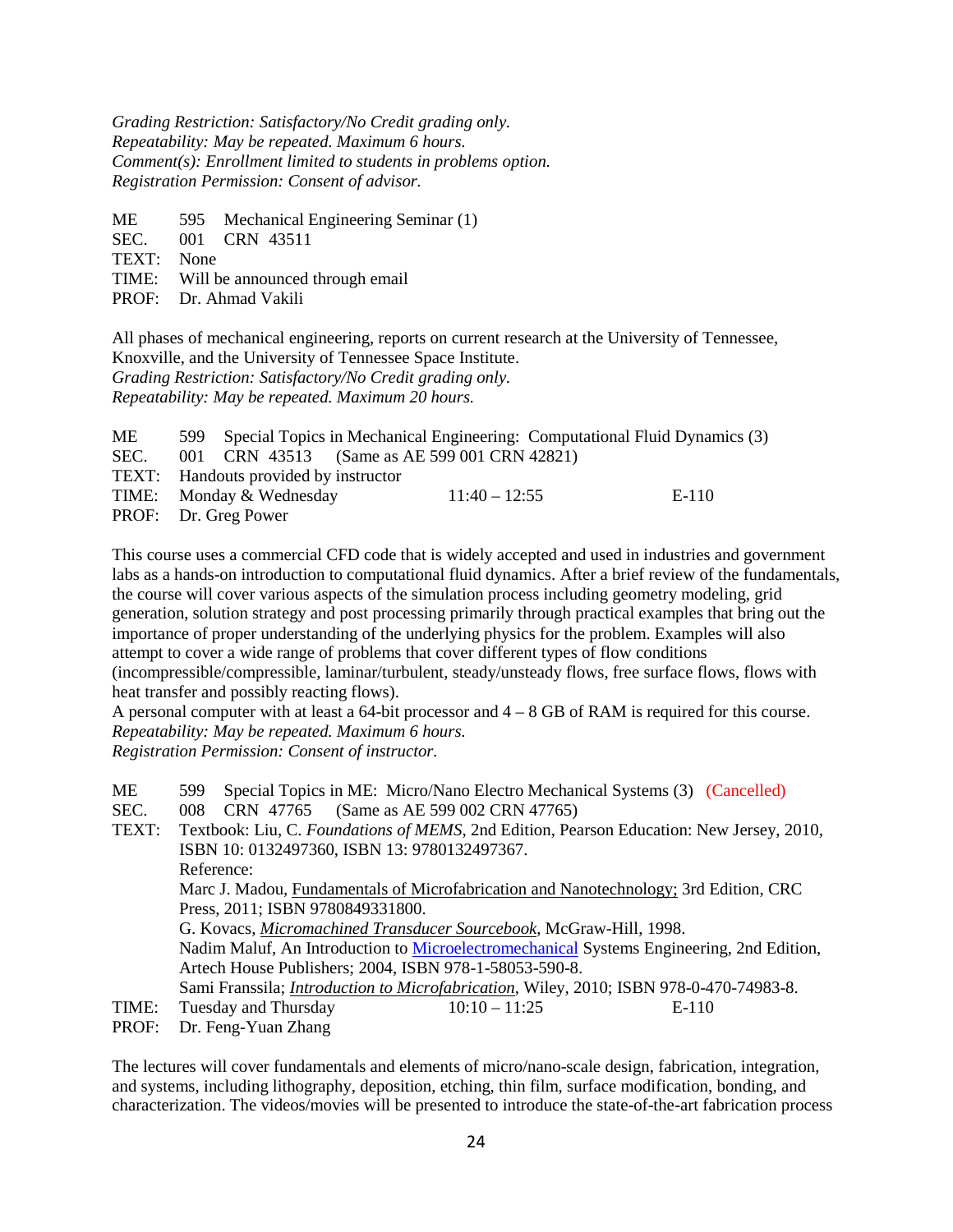*Grading Restriction: Satisfactory/No Credit grading only.*
*Repeatability: May be repeated. Maximum 6 hours.*
*Comment(s): Enrollment limited to students in problems option.*
*Registration Permission: Consent of advisor.*

ME 595 Mechanical Engineering Seminar (1)
SEC. 001 CRN 43511
TEXT: None
TIME: Will be announced through email
PROF: Dr. Ahmad Vakili

All phases of mechanical engineering, reports on current research at the University of Tennessee, Knoxville, and the University of Tennessee Space Institute.
*Grading Restriction: Satisfactory/No Credit grading only.*
*Repeatability: May be repeated. Maximum 20 hours.*

ME 599 Special Topics in Mechanical Engineering: Computational Fluid Dynamics (3)
SEC. 001 CRN 43513 (Same as AE 599 001 CRN 42821)
TEXT: Handouts provided by instructor
TIME: Monday & Wednesday 11:40 – 12:55 E-110
PROF: Dr. Greg Power

This course uses a commercial CFD code that is widely accepted and used in industries and government labs as a hands-on introduction to computational fluid dynamics. After a brief review of the fundamentals, the course will cover various aspects of the simulation process including geometry modeling, grid generation, solution strategy and post processing primarily through practical examples that bring out the importance of proper understanding of the underlying physics for the problem. Examples will also attempt to cover a wide range of problems that cover different types of flow conditions (incompressible/compressible, laminar/turbulent, steady/unsteady flows, free surface flows, flows with heat transfer and possibly reacting flows).
A personal computer with at least a 64-bit processor and 4 – 8 GB of RAM is required for this course.
*Repeatability: May be repeated. Maximum 6 hours.*
*Registration Permission: Consent of instructor.*

ME 599 Special Topics in ME: Micro/Nano Electro Mechanical Systems (3) (Cancelled)
SEC. 008 CRN 47765 (Same as AE 599 002 CRN 47765)
TEXT: Textbook: Liu, C. *Foundations of MEMS*, 2nd Edition, Pearson Education: New Jersey, 2010, ISBN 10: 0132497360, ISBN 13: 9780132497367.
Reference:
Marc J. Madou, Fundamentals of Microfabrication and Nanotechnology; 3rd Edition, CRC Press, 2011; ISBN 9780849331800.
G. Kovacs, *Micromachined Transducer Sourcebook*, McGraw-Hill, 1998.
Nadim Maluf, An Introduction to Microelectromechanical Systems Engineering, 2nd Edition, Artech House Publishers; 2004, ISBN 978-1-58053-590-8.
Sami Franssila; *Introduction to Microfabrication*, Wiley, 2010; ISBN 978-0-470-74983-8.
TIME: Tuesday and Thursday 10:10 – 11:25 E-110
PROF: Dr. Feng-Yuan Zhang

The lectures will cover fundamentals and elements of micro/nano-scale design, fabrication, integration, and systems, including lithography, deposition, etching, thin film, surface modification, bonding, and characterization. The videos/movies will be presented to introduce the state-of-the-art fabrication process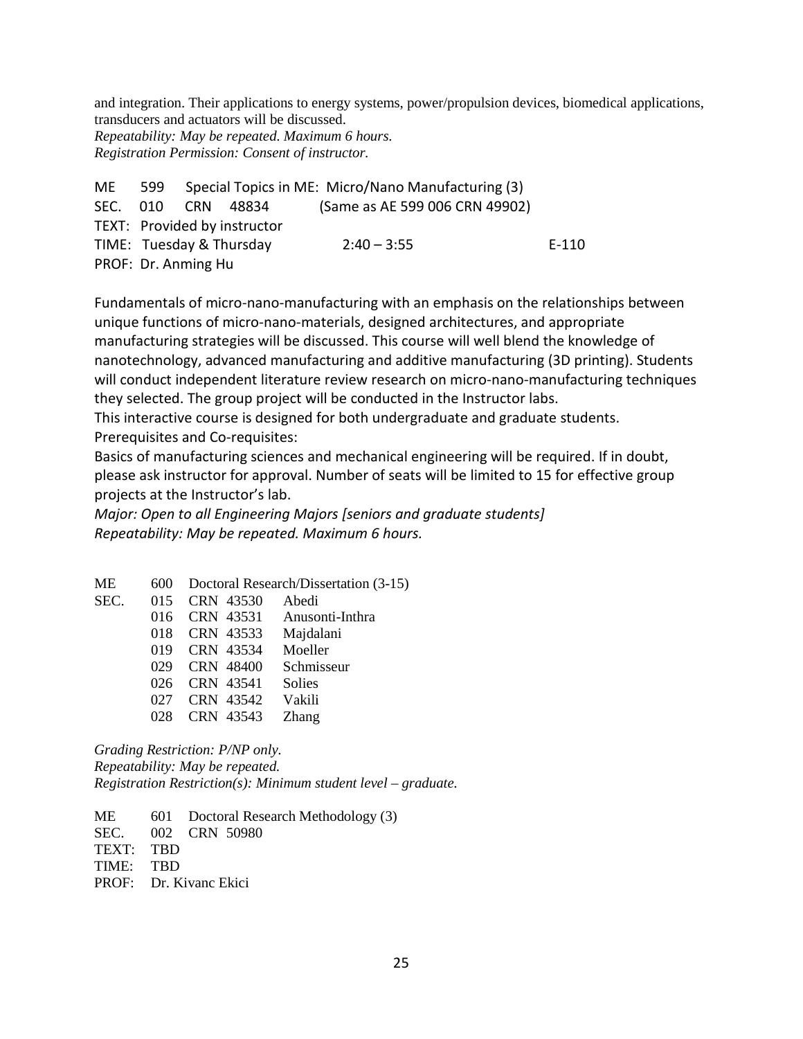and integration. Their applications to energy systems, power/propulsion devices, biomedical applications, transducers and actuators will be discussed.
*Repeatability: May be repeated. Maximum 6 hours.*
*Registration Permission: Consent of instructor.*

ME 599 Special Topics in ME: Micro/Nano Manufacturing (3)
SEC. 010 CRN 48834 (Same as AE 599 006 CRN 49902)
TEXT: Provided by instructor
TIME: Tuesday & Thursday 2:40 – 3:55 E-110
PROF: Dr. Anming Hu

Fundamentals of micro-nano-manufacturing with an emphasis on the relationships between unique functions of micro-nano-materials, designed architectures, and appropriate manufacturing strategies will be discussed. This course will well blend the knowledge of nanotechnology, advanced manufacturing and additive manufacturing (3D printing). Students will conduct independent literature review research on micro-nano-manufacturing techniques they selected. The group project will be conducted in the Instructor labs.
This interactive course is designed for both undergraduate and graduate students.
Prerequisites and Co-requisites:
Basics of manufacturing sciences and mechanical engineering will be required. If in doubt, please ask instructor for approval. Number of seats will be limited to 15 for effective group projects at the Instructor's lab.
*Major: Open to all Engineering Majors [seniors and graduate students]*
*Repeatability: May be repeated. Maximum 6 hours.*

ME 600 Doctoral Research/Dissertation (3-15)
SEC. 015 CRN 43530 Abedi
016 CRN 43531 Anusonti-Inthra
018 CRN 43533 Majdalani
019 CRN 43534 Moeller
029 CRN 48400 Schmisseur
026 CRN 43541 Solies
027 CRN 43542 Vakili
028 CRN 43543 Zhang

*Grading Restriction: P/NP only.*
*Repeatability: May be repeated.*
*Registration Restriction(s): Minimum student level – graduate.*

ME 601 Doctoral Research Methodology (3)
SEC. 002 CRN 50980
TEXT: TBD
TIME: TBD
PROF: Dr. Kivanc Ekici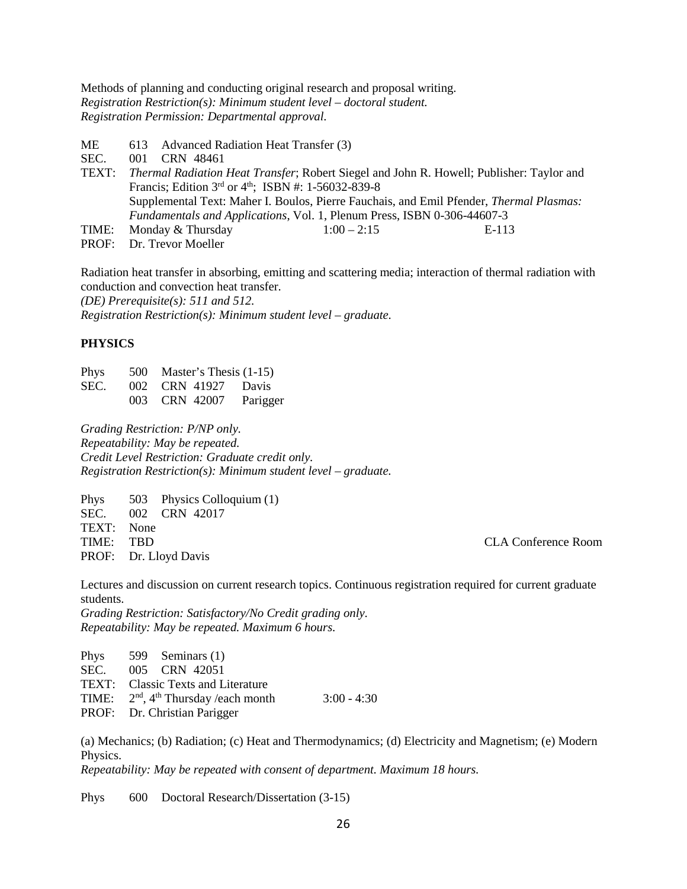Methods of planning and conducting original research and proposal writing.
*Registration Restriction(s): Minimum student level – doctoral student.*
*Registration Permission: Departmental approval.*

ME 613 Advanced Radiation Heat Transfer (3)
SEC. 001 CRN 48461
TEXT: *Thermal Radiation Heat Transfer*; Robert Siegel and John R. Howell; Publisher: Taylor and Francis; Edition 3rd or 4th; ISBN #: 1-56032-839-8
Supplemental Text: Maher I. Boulos, Pierre Fauchais, and Emil Pfender, *Thermal Plasmas: Fundamentals and Applications*, Vol. 1, Plenum Press, ISBN 0-306-44607-3
TIME: Monday & Thursday 1:00 – 2:15 E-113
PROF: Dr. Trevor Moeller

Radiation heat transfer in absorbing, emitting and scattering media; interaction of thermal radiation with conduction and convection heat transfer.
*(DE) Prerequisite(s): 511 and 512.*
*Registration Restriction(s): Minimum student level – graduate.*

## PHYSICS

Phys 500 Master's Thesis (1-15)
SEC. 002 CRN 41927 Davis
003 CRN 42007 Parigger

*Grading Restriction: P/NP only.*
*Repeatability: May be repeated.*
*Credit Level Restriction: Graduate credit only.*
*Registration Restriction(s): Minimum student level – graduate.*

Phys 503 Physics Colloquium (1)
SEC. 002 CRN 42017
TEXT: None
TIME: TBD CLA Conference Room
PROF: Dr. Lloyd Davis

Lectures and discussion on current research topics. Continuous registration required for current graduate students.
*Grading Restriction: Satisfactory/No Credit grading only.*
*Repeatability: May be repeated. Maximum 6 hours.*

Phys 599 Seminars (1)
SEC. 005 CRN 42051
TEXT: Classic Texts and Literature
TIME: 2nd, 4th Thursday /each month 3:00 - 4:30
PROF: Dr. Christian Parigger

(a) Mechanics; (b) Radiation; (c) Heat and Thermodynamics; (d) Electricity and Magnetism; (e) Modern Physics.
*Repeatability: May be repeated with consent of department. Maximum 18 hours.*

Phys 600 Doctoral Research/Dissertation (3-15)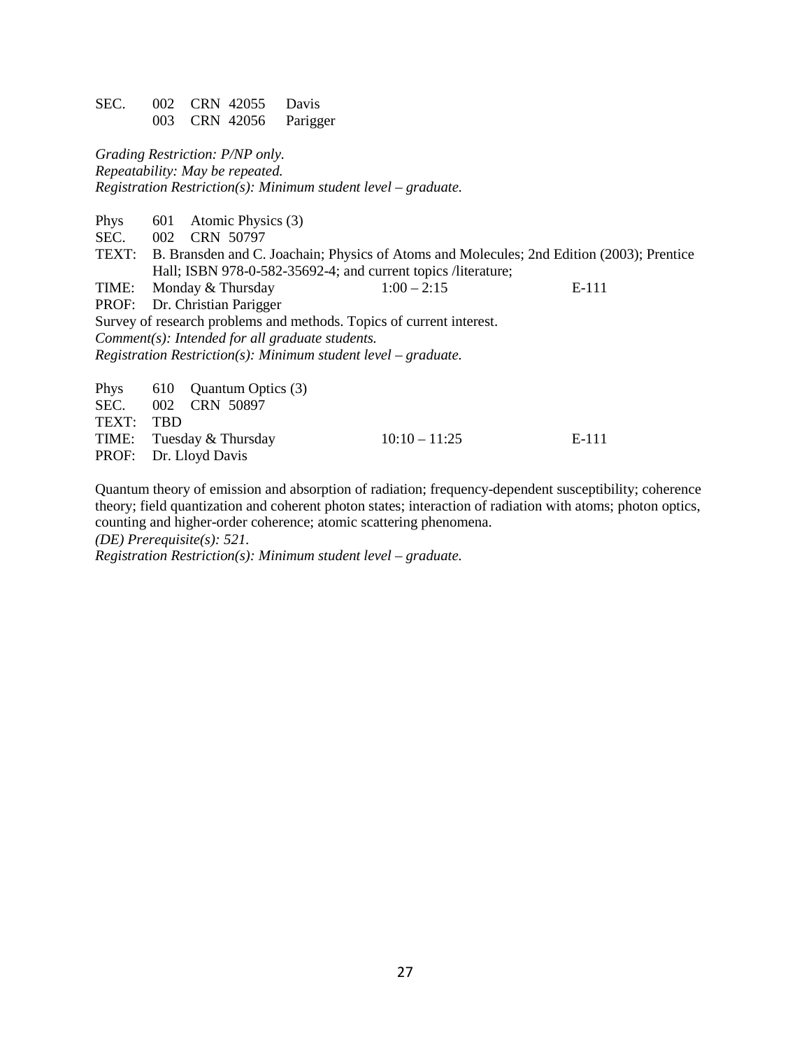SEC. 002 CRN 42055 Davis
003 CRN 42056 Parigger

*Grading Restriction: P/NP only.*
*Repeatability: May be repeated.*
*Registration Restriction(s): Minimum student level – graduate.*

Phys 601 Atomic Physics (3)
SEC. 002 CRN 50797
TEXT: B. Bransden and C. Joachain; Physics of Atoms and Molecules; 2nd Edition (2003); Prentice Hall; ISBN 978-0-582-35692-4; and current topics /literature;
TIME: Monday & Thursday 1:00 – 2:15 E-111
PROF: Dr. Christian Parigger
Survey of research problems and methods. Topics of current interest.
*Comment(s): Intended for all graduate students.*
*Registration Restriction(s): Minimum student level – graduate.*

Phys 610 Quantum Optics (3)
SEC. 002 CRN 50897
TEXT: TBD
TIME: Tuesday & Thursday 10:10 – 11:25 E-111
PROF: Dr. Lloyd Davis

Quantum theory of emission and absorption of radiation; frequency-dependent susceptibility; coherence theory; field quantization and coherent photon states; interaction of radiation with atoms; photon optics, counting and higher-order coherence; atomic scattering phenomena.
*(DE) Prerequisite(s): 521.*
*Registration Restriction(s): Minimum student level – graduate.*